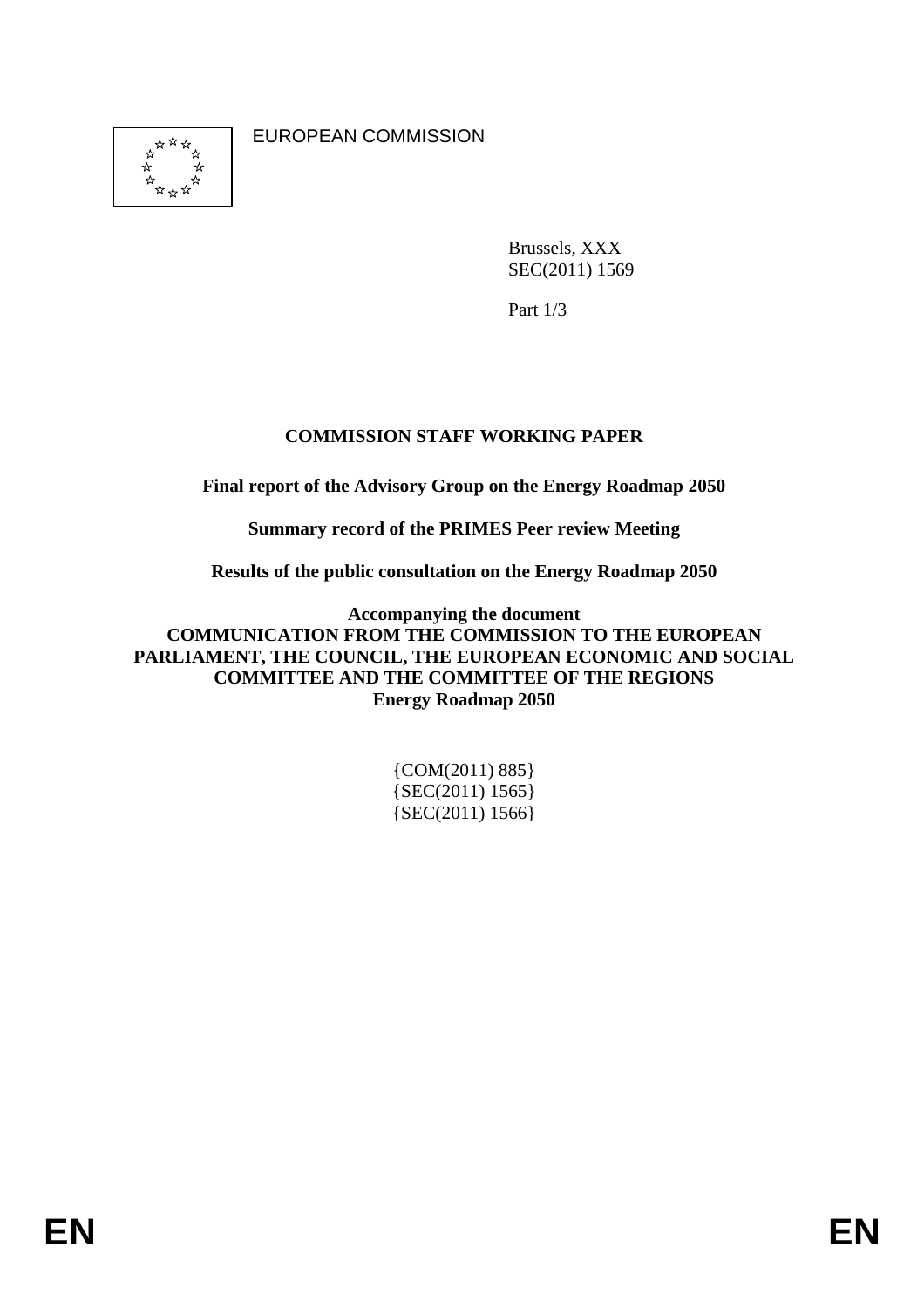EUROPEAN COMMISSION

Brussels, XXX
SEC(2011) 1569

Part 1/3

**COMMISSION STAFF WORKING PAPER**

**Final report of the Advisory Group on the Energy Roadmap 2050**

**Summary record of the PRIMES Peer review Meeting**

**Results of the public consultation on the Energy Roadmap 2050**

**Accompanying the document**
**COMMUNICATION FROM THE COMMISSION TO THE EUROPEAN PARLIAMENT, THE COUNCIL, THE EUROPEAN ECONOMIC AND SOCIAL COMMITTEE AND THE COMMITTEE OF THE REGIONS**
**Energy Roadmap 2050**

{COM(2011) 885}
{SEC(2011) 1565}
{SEC(2011) 1566}

EN EN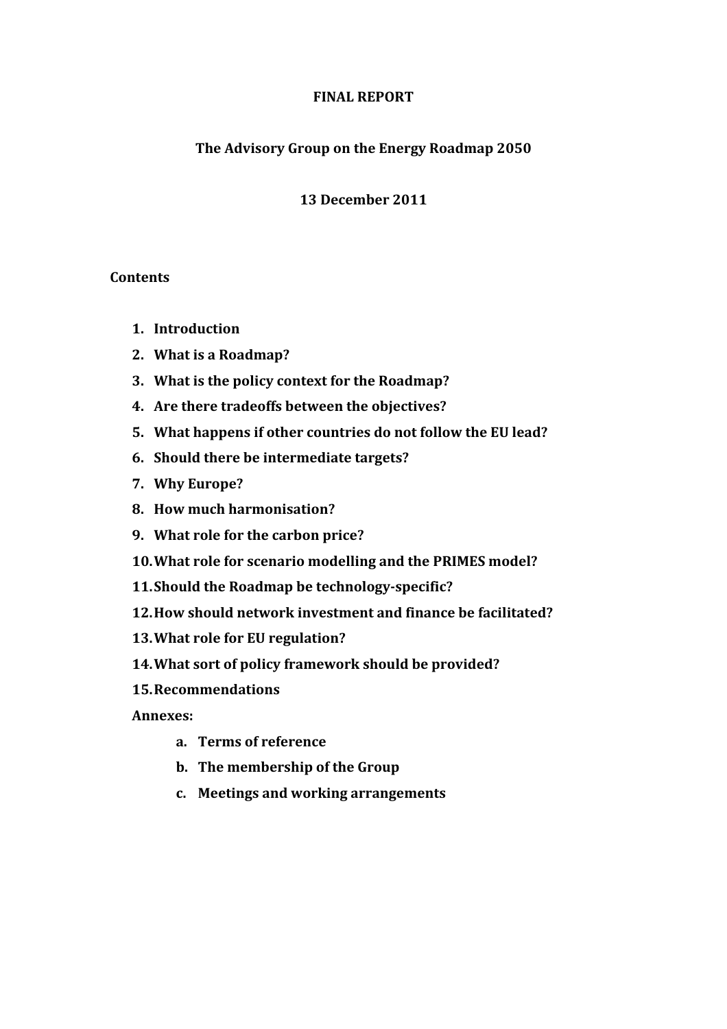**FINAL REPORT**

**The Advisory Group on the Energy Roadmap 2050**

**13 December 2011**

**Contents**

1. **Introduction**
2. **What is a Roadmap?**
3. **What is the policy context for the Roadmap?**
4. **Are there tradeoffs between the objectives?**
5. **What happens if other countries do not follow the EU lead?**
6. **Should there be intermediate targets?**
7. **Why Europe?**
8. **How much harmonisation?**
9. **What role for the carbon price?**
10. **What role for scenario modelling and the PRIMES model?**
11. **Should the Roadmap be technology-specific?**
12. **How should network investment and finance be facilitated?**
13. **What role for EU regulation?**
14. **What sort of policy framework should be provided?**
15. **Recommendations**

**Annexes:**

a. **Terms of reference**
b. **The membership of the Group**
c. **Meetings and working arrangements**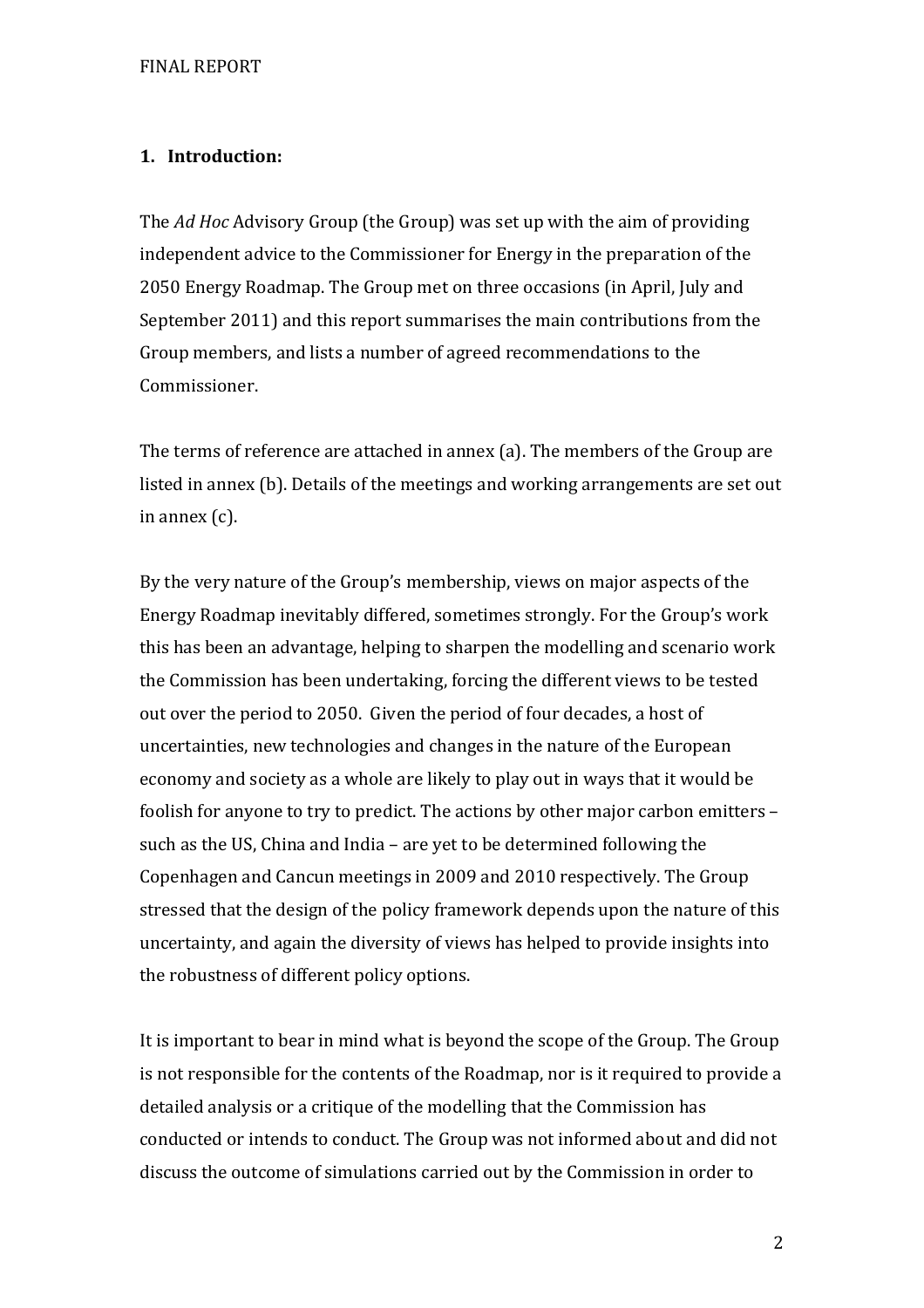## 1. Introduction:

The *Ad Hoc* Advisory Group (the Group) was set up with the aim of providing independent advice to the Commissioner for Energy in the preparation of the 2050 Energy Roadmap. The Group met on three occasions (in April, July and September 2011) and this report summarises the main contributions from the Group members, and lists a number of agreed recommendations to the Commissioner.

The terms of reference are attached in annex (a). The members of the Group are listed in annex (b). Details of the meetings and working arrangements are set out in annex (c).

By the very nature of the Group's membership, views on major aspects of the Energy Roadmap inevitably differed, sometimes strongly. For the Group's work this has been an advantage, helping to sharpen the modelling and scenario work the Commission has been undertaking, forcing the different views to be tested out over the period to 2050. Given the period of four decades, a host of uncertainties, new technologies and changes in the nature of the European economy and society as a whole are likely to play out in ways that it would be foolish for anyone to try to predict. The actions by other major carbon emitters – such as the US, China and India – are yet to be determined following the Copenhagen and Cancun meetings in 2009 and 2010 respectively. The Group stressed that the design of the policy framework depends upon the nature of this uncertainty, and again the diversity of views has helped to provide insights into the robustness of different policy options.

It is important to bear in mind what is beyond the scope of the Group. The Group is not responsible for the contents of the Roadmap, nor is it required to provide a detailed analysis or a critique of the modelling that the Commission has conducted or intends to conduct. The Group was not informed about and did not discuss the outcome of simulations carried out by the Commission in order to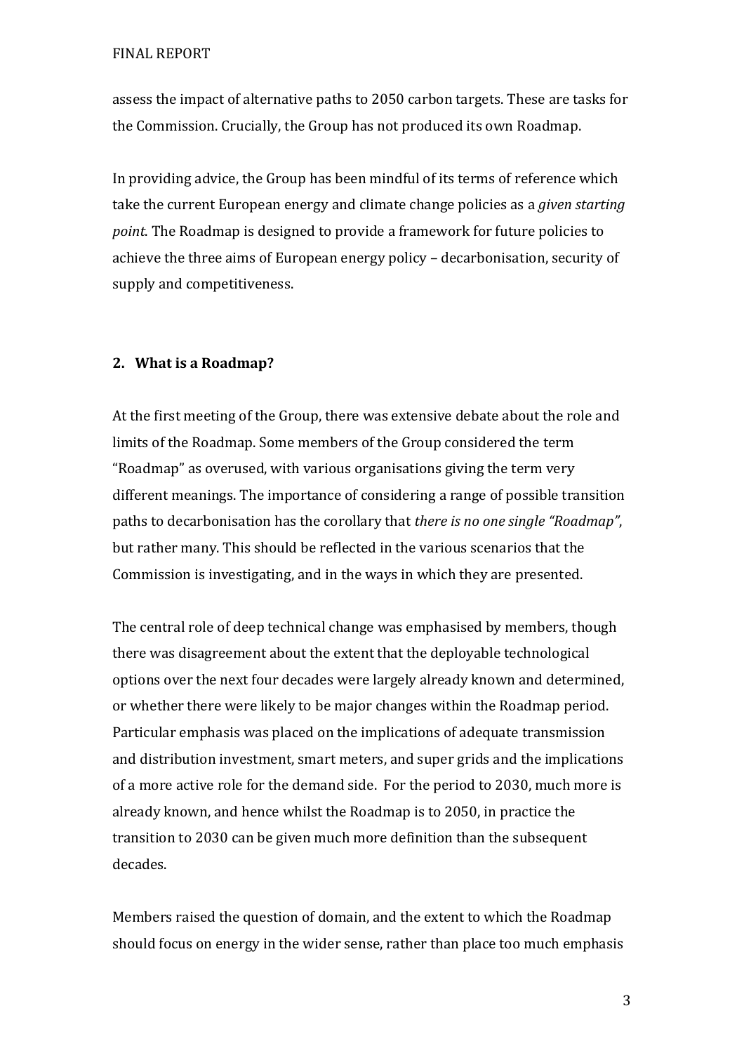assess the impact of alternative paths to 2050 carbon targets. These are tasks for the Commission. Crucially, the Group has not produced its own Roadmap.

In providing advice, the Group has been mindful of its terms of reference which take the current European energy and climate change policies as a *given starting point*. The Roadmap is designed to provide a framework for future policies to achieve the three aims of European energy policy – decarbonisation, security of supply and competitiveness.

## 2. What is a Roadmap?

At the first meeting of the Group, there was extensive debate about the role and limits of the Roadmap. Some members of the Group considered the term "Roadmap" as overused, with various organisations giving the term very different meanings. The importance of considering a range of possible transition paths to decarbonisation has the corollary that *there is no one single "Roadmap"*, but rather many. This should be reflected in the various scenarios that the Commission is investigating, and in the ways in which they are presented.

The central role of deep technical change was emphasised by members, though there was disagreement about the extent that the deployable technological options over the next four decades were largely already known and determined, or whether there were likely to be major changes within the Roadmap period. Particular emphasis was placed on the implications of adequate transmission and distribution investment, smart meters, and super grids and the implications of a more active role for the demand side. For the period to 2030, much more is already known, and hence whilst the Roadmap is to 2050, in practice the transition to 2030 can be given much more definition than the subsequent decades.

Members raised the question of domain, and the extent to which the Roadmap should focus on energy in the wider sense, rather than place too much emphasis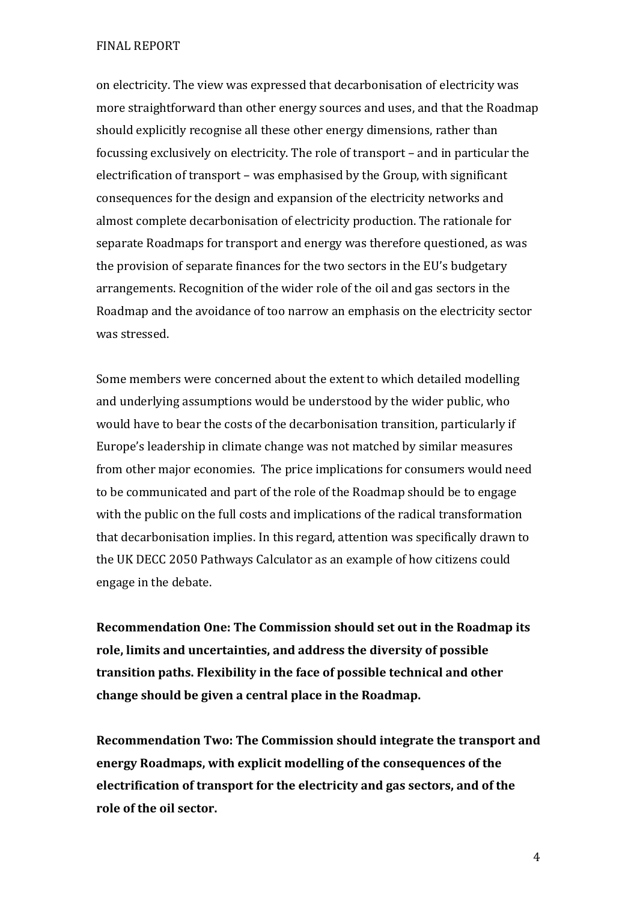on electricity. The view was expressed that decarbonisation of electricity was more straightforward than other energy sources and uses, and that the Roadmap should explicitly recognise all these other energy dimensions, rather than focussing exclusively on electricity. The role of transport – and in particular the electrification of transport – was emphasised by the Group, with significant consequences for the design and expansion of the electricity networks and almost complete decarbonisation of electricity production. The rationale for separate Roadmaps for transport and energy was therefore questioned, as was the provision of separate finances for the two sectors in the EU's budgetary arrangements. Recognition of the wider role of the oil and gas sectors in the Roadmap and the avoidance of too narrow an emphasis on the electricity sector was stressed.

Some members were concerned about the extent to which detailed modelling and underlying assumptions would be understood by the wider public, who would have to bear the costs of the decarbonisation transition, particularly if Europe's leadership in climate change was not matched by similar measures from other major economies. The price implications for consumers would need to be communicated and part of the role of the Roadmap should be to engage with the public on the full costs and implications of the radical transformation that decarbonisation implies. In this regard, attention was specifically drawn to the UK DECC 2050 Pathways Calculator as an example of how citizens could engage in the debate.

**Recommendation One: The Commission should set out in the Roadmap its role, limits and uncertainties, and address the diversity of possible transition paths. Flexibility in the face of possible technical and other change should be given a central place in the Roadmap.**

**Recommendation Two: The Commission should integrate the transport and energy Roadmaps, with explicit modelling of the consequences of the electrification of transport for the electricity and gas sectors, and of the role of the oil sector.**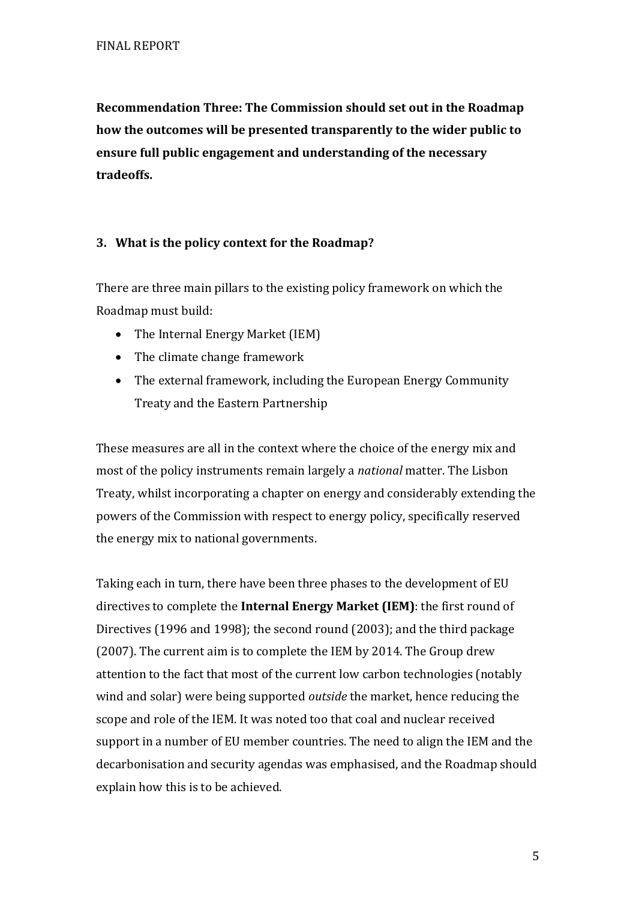**Recommendation Three: The Commission should set out in the Roadmap how the outcomes will be presented transparently to the wider public to ensure full public engagement and understanding of the necessary tradeoffs.**

### 3. What is the policy context for the Roadmap?

There are three main pillars to the existing policy framework on which the Roadmap must build:

- The Internal Energy Market (IEM)
- The climate change framework
- The external framework, including the European Energy Community Treaty and the Eastern Partnership

These measures are all in the context where the choice of the energy mix and most of the policy instruments remain largely a *national* matter. The Lisbon Treaty, whilst incorporating a chapter on energy and considerably extending the powers of the Commission with respect to energy policy, specifically reserved the energy mix to national governments.

Taking each in turn, there have been three phases to the development of EU directives to complete the **Internal Energy Market (IEM)**: the first round of Directives (1996 and 1998); the second round (2003); and the third package (2007). The current aim is to complete the IEM by 2014. The Group drew attention to the fact that most of the current low carbon technologies (notably wind and solar) were being supported *outside* the market, hence reducing the scope and role of the IEM. It was noted too that coal and nuclear received support in a number of EU member countries. The need to align the IEM and the decarbonisation and security agendas was emphasised, and the Roadmap should explain how this is to be achieved.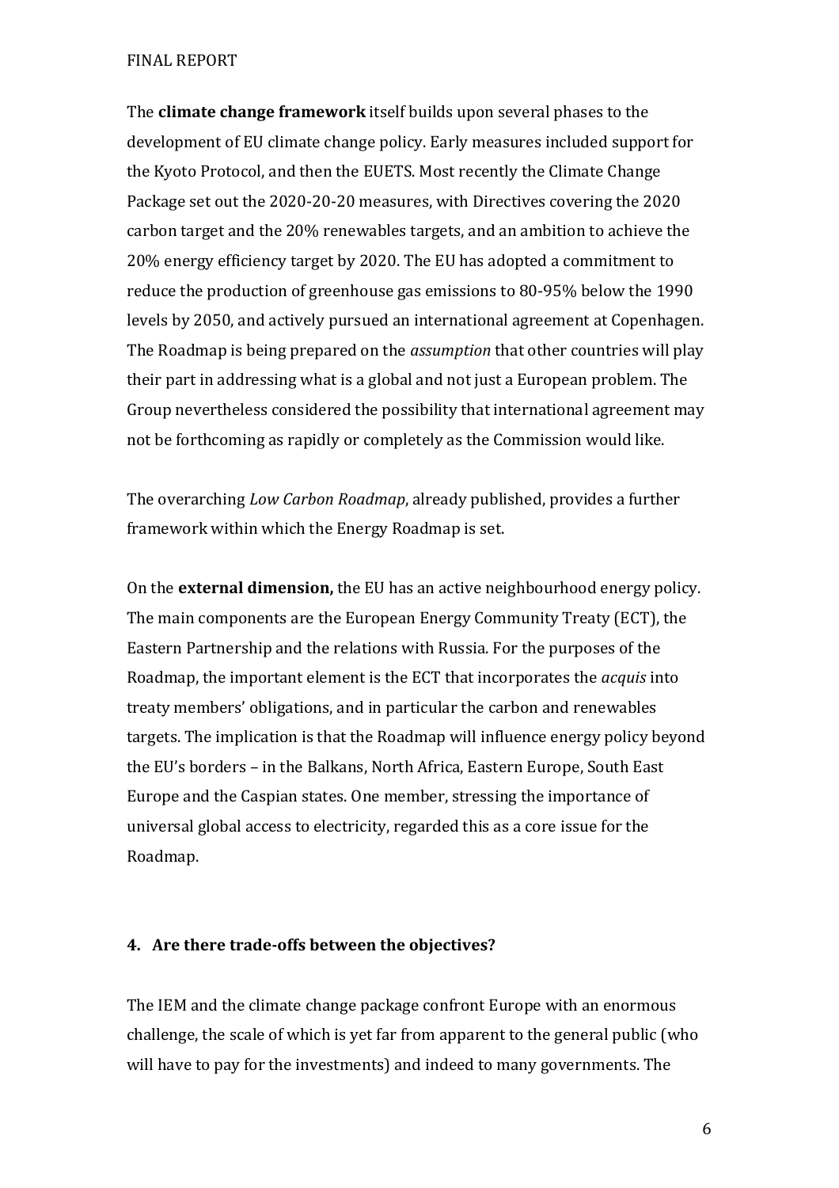The **climate change framework** itself builds upon several phases to the development of EU climate change policy. Early measures included support for the Kyoto Protocol, and then the EUETS. Most recently the Climate Change Package set out the 2020-20-20 measures, with Directives covering the 2020 carbon target and the 20% renewables targets, and an ambition to achieve the 20% energy efficiency target by 2020. The EU has adopted a commitment to reduce the production of greenhouse gas emissions to 80-95% below the 1990 levels by 2050, and actively pursued an international agreement at Copenhagen. The Roadmap is being prepared on the *assumption* that other countries will play their part in addressing what is a global and not just a European problem. The Group nevertheless considered the possibility that international agreement may not be forthcoming as rapidly or completely as the Commission would like.

The overarching *Low Carbon Roadmap*, already published, provides a further framework within which the Energy Roadmap is set.

On the **external dimension,** the EU has an active neighbourhood energy policy. The main components are the European Energy Community Treaty (ECT), the Eastern Partnership and the relations with Russia. For the purposes of the Roadmap, the important element is the ECT that incorporates the *acquis* into treaty members' obligations, and in particular the carbon and renewables targets. The implication is that the Roadmap will influence energy policy beyond the EU's borders – in the Balkans, North Africa, Eastern Europe, South East Europe and the Caspian states. One member, stressing the importance of universal global access to electricity, regarded this as a core issue for the Roadmap.

## 4. Are there trade-offs between the objectives?

The IEM and the climate change package confront Europe with an enormous challenge, the scale of which is yet far from apparent to the general public (who will have to pay for the investments) and indeed to many governments. The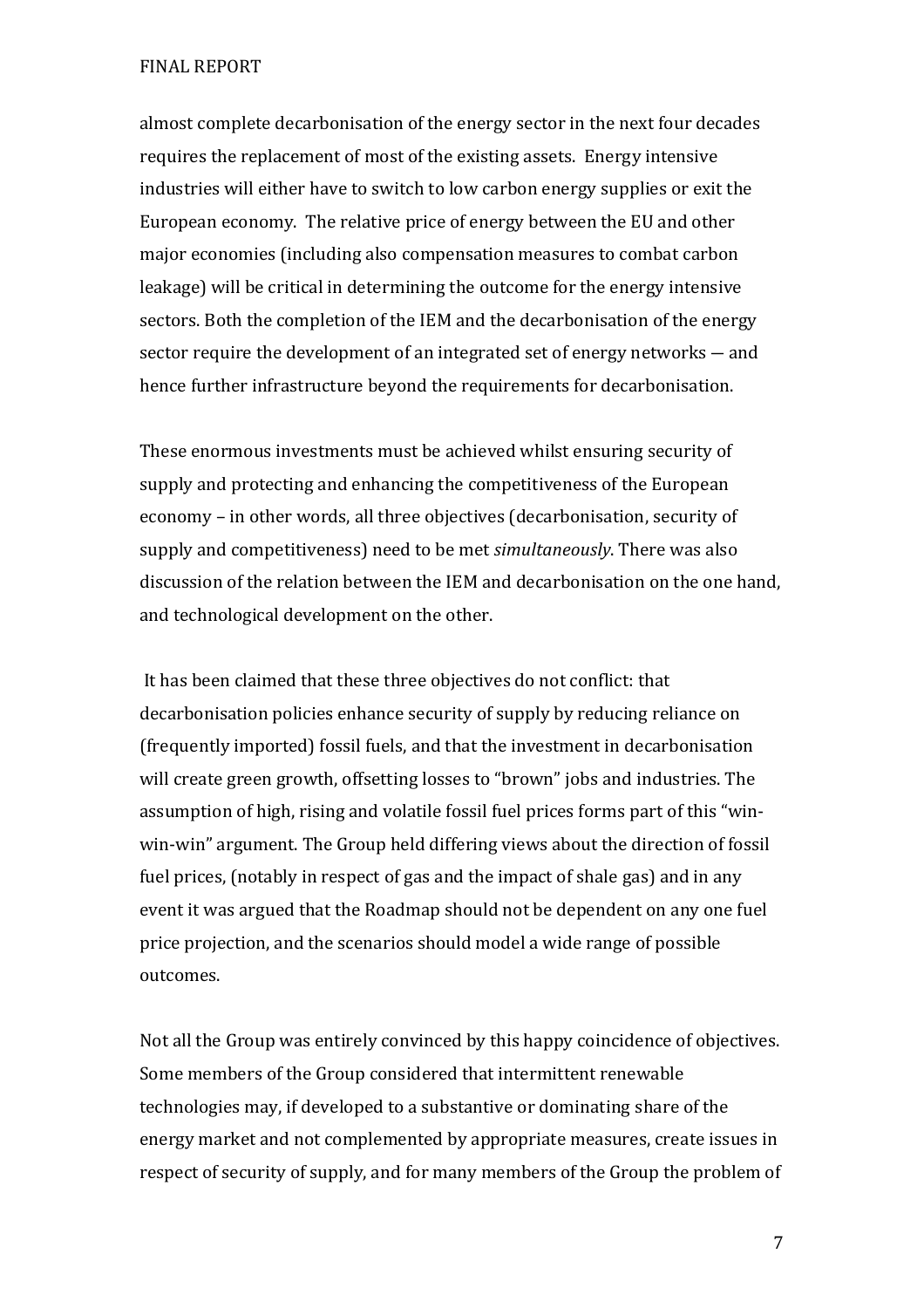almost complete decarbonisation of the energy sector in the next four decades requires the replacement of most of the existing assets. Energy intensive industries will either have to switch to low carbon energy supplies or exit the European economy. The relative price of energy between the EU and other major economies (including also compensation measures to combat carbon leakage) will be critical in determining the outcome for the energy intensive sectors. Both the completion of the IEM and the decarbonisation of the energy sector require the development of an integrated set of energy networks — and hence further infrastructure beyond the requirements for decarbonisation.

These enormous investments must be achieved whilst ensuring security of supply and protecting and enhancing the competitiveness of the European economy – in other words, all three objectives (decarbonisation, security of supply and competitiveness) need to be met *simultaneously*. There was also discussion of the relation between the IEM and decarbonisation on the one hand, and technological development on the other.

It has been claimed that these three objectives do not conflict: that decarbonisation policies enhance security of supply by reducing reliance on (frequently imported) fossil fuels, and that the investment in decarbonisation will create green growth, offsetting losses to "brown" jobs and industries. The assumption of high, rising and volatile fossil fuel prices forms part of this "win-win-win" argument. The Group held differing views about the direction of fossil fuel prices, (notably in respect of gas and the impact of shale gas) and in any event it was argued that the Roadmap should not be dependent on any one fuel price projection, and the scenarios should model a wide range of possible outcomes.

Not all the Group was entirely convinced by this happy coincidence of objectives. Some members of the Group considered that intermittent renewable technologies may, if developed to a substantive or dominating share of the energy market and not complemented by appropriate measures, create issues in respect of security of supply, and for many members of the Group the problem of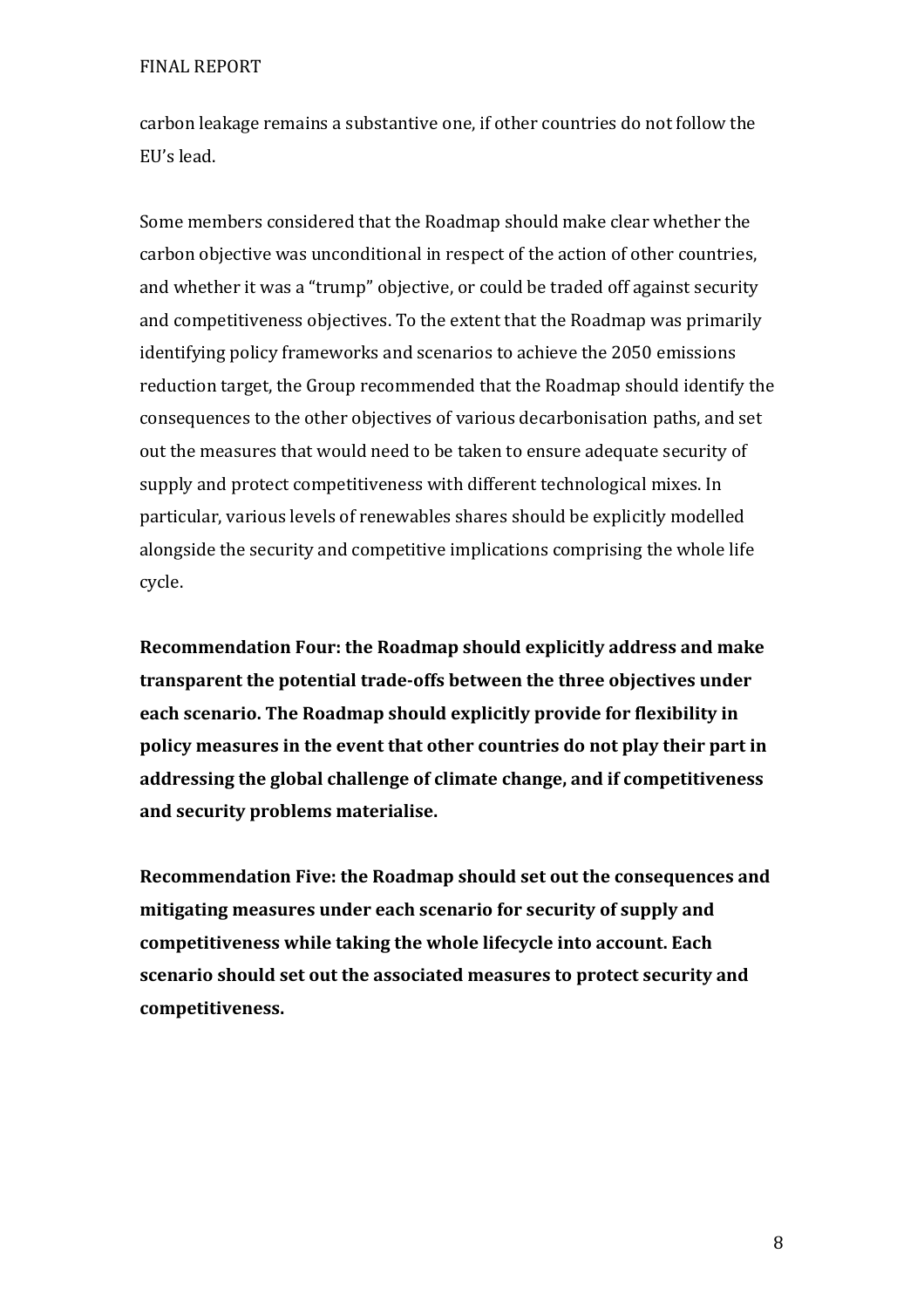carbon leakage remains a substantive one, if other countries do not follow the EU's lead.

Some members considered that the Roadmap should make clear whether the carbon objective was unconditional in respect of the action of other countries, and whether it was a "trump" objective, or could be traded off against security and competitiveness objectives. To the extent that the Roadmap was primarily identifying policy frameworks and scenarios to achieve the 2050 emissions reduction target, the Group recommended that the Roadmap should identify the consequences to the other objectives of various decarbonisation paths, and set out the measures that would need to be taken to ensure adequate security of supply and protect competitiveness with different technological mixes. In particular, various levels of renewables shares should be explicitly modelled alongside the security and competitive implications comprising the whole life cycle.

**Recommendation Four: the Roadmap should explicitly address and make transparent the potential trade-offs between the three objectives under each scenario. The Roadmap should explicitly provide for flexibility in policy measures in the event that other countries do not play their part in addressing the global challenge of climate change, and if competitiveness and security problems materialise.**

**Recommendation Five: the Roadmap should set out the consequences and mitigating measures under each scenario for security of supply and competitiveness while taking the whole lifecycle into account. Each scenario should set out the associated measures to protect security and competitiveness.**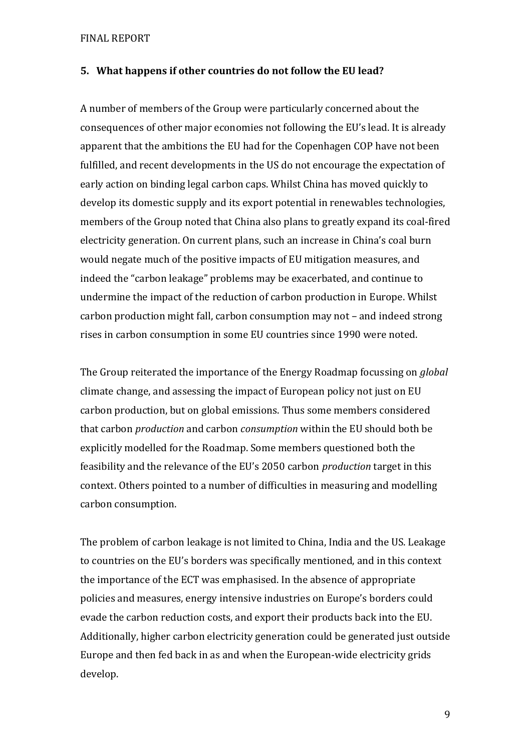## 5. What happens if other countries do not follow the EU lead?

A number of members of the Group were particularly concerned about the consequences of other major economies not following the EU's lead. It is already apparent that the ambitions the EU had for the Copenhagen COP have not been fulfilled, and recent developments in the US do not encourage the expectation of early action on binding legal carbon caps. Whilst China has moved quickly to develop its domestic supply and its export potential in renewables technologies, members of the Group noted that China also plans to greatly expand its coal-fired electricity generation. On current plans, such an increase in China's coal burn would negate much of the positive impacts of EU mitigation measures, and indeed the "carbon leakage" problems may be exacerbated, and continue to undermine the impact of the reduction of carbon production in Europe. Whilst carbon production might fall, carbon consumption may not – and indeed strong rises in carbon consumption in some EU countries since 1990 were noted.

The Group reiterated the importance of the Energy Roadmap focussing on *global* climate change, and assessing the impact of European policy not just on EU carbon production, but on global emissions. Thus some members considered that carbon *production* and carbon *consumption* within the EU should both be explicitly modelled for the Roadmap. Some members questioned both the feasibility and the relevance of the EU's 2050 carbon *production* target in this context. Others pointed to a number of difficulties in measuring and modelling carbon consumption.

The problem of carbon leakage is not limited to China, India and the US. Leakage to countries on the EU's borders was specifically mentioned, and in this context the importance of the ECT was emphasised. In the absence of appropriate policies and measures, energy intensive industries on Europe's borders could evade the carbon reduction costs, and export their products back into the EU. Additionally, higher carbon electricity generation could be generated just outside Europe and then fed back in as and when the European-wide electricity grids develop.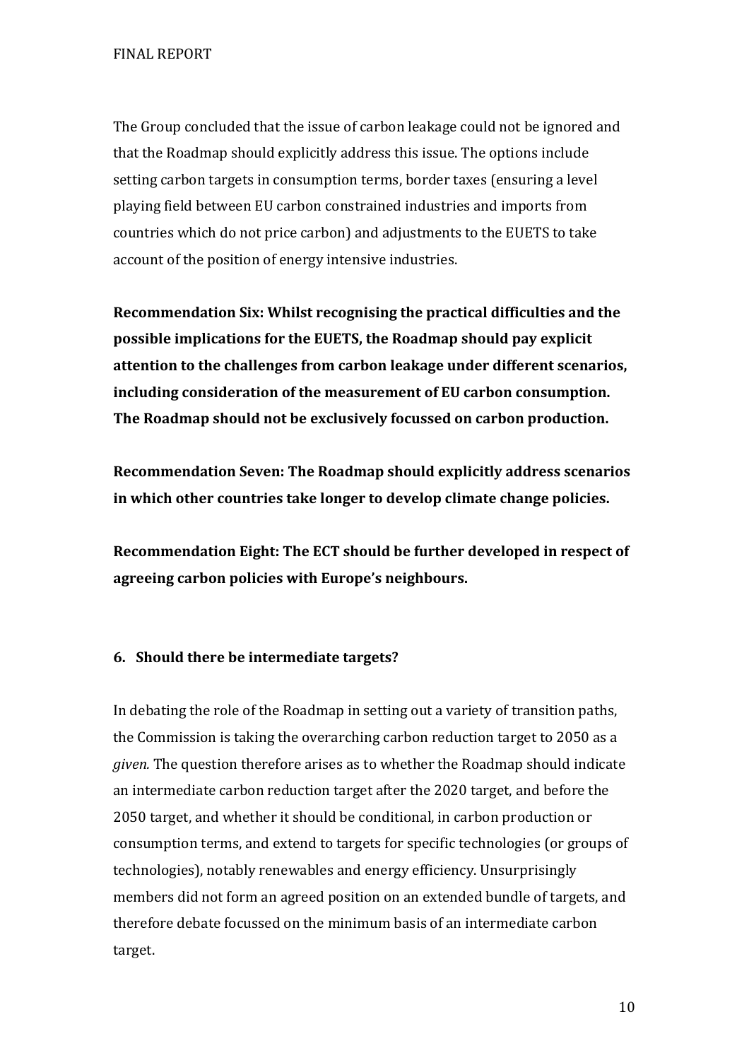The Group concluded that the issue of carbon leakage could not be ignored and that the Roadmap should explicitly address this issue. The options include setting carbon targets in consumption terms, border taxes (ensuring a level playing field between EU carbon constrained industries and imports from countries which do not price carbon) and adjustments to the EUETS to take account of the position of energy intensive industries.

**Recommendation Six: Whilst recognising the practical difficulties and the possible implications for the EUETS, the Roadmap should pay explicit attention to the challenges from carbon leakage under different scenarios, including consideration of the measurement of EU carbon consumption. The Roadmap should not be exclusively focussed on carbon production.**

**Recommendation Seven: The Roadmap should explicitly address scenarios in which other countries take longer to develop climate change policies.**

**Recommendation Eight: The ECT should be further developed in respect of agreeing carbon policies with Europe's neighbours.**

## 6. Should there be intermediate targets?

In debating the role of the Roadmap in setting out a variety of transition paths, the Commission is taking the overarching carbon reduction target to 2050 as a *given.* The question therefore arises as to whether the Roadmap should indicate an intermediate carbon reduction target after the 2020 target, and before the 2050 target, and whether it should be conditional, in carbon production or consumption terms, and extend to targets for specific technologies (or groups of technologies), notably renewables and energy efficiency. Unsurprisingly members did not form an agreed position on an extended bundle of targets, and therefore debate focussed on the minimum basis of an intermediate carbon target.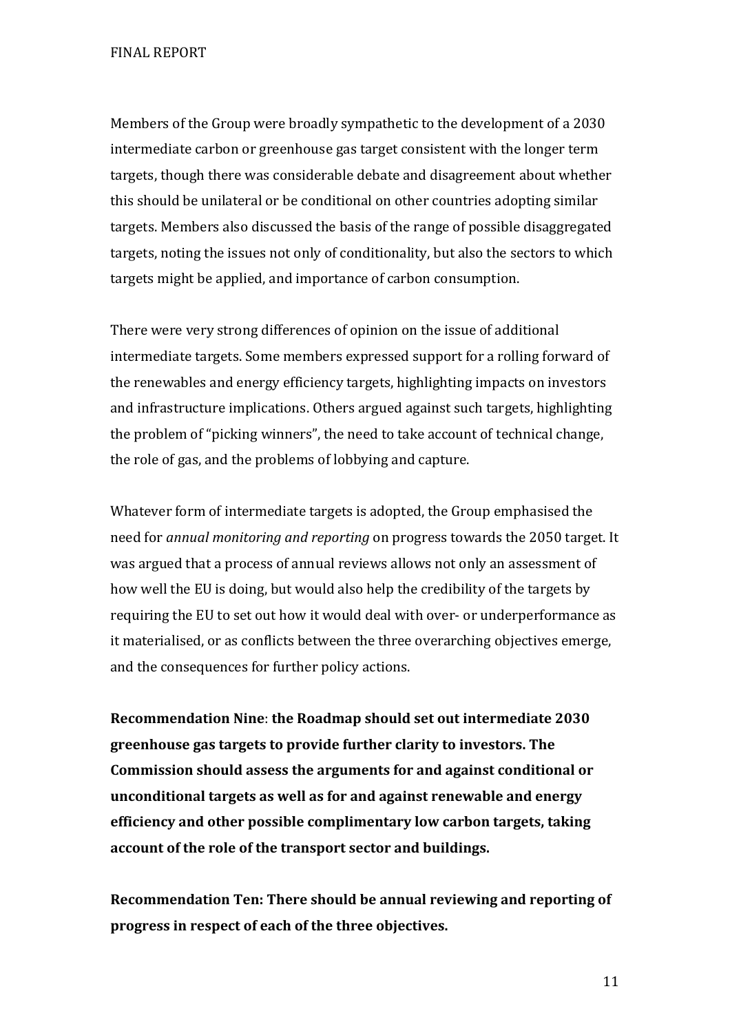Members of the Group were broadly sympathetic to the development of a 2030 intermediate carbon or greenhouse gas target consistent with the longer term targets, though there was considerable debate and disagreement about whether this should be unilateral or be conditional on other countries adopting similar targets. Members also discussed the basis of the range of possible disaggregated targets, noting the issues not only of conditionality, but also the sectors to which targets might be applied, and importance of carbon consumption.

There were very strong differences of opinion on the issue of additional intermediate targets. Some members expressed support for a rolling forward of the renewables and energy efficiency targets, highlighting impacts on investors and infrastructure implications. Others argued against such targets, highlighting the problem of "picking winners", the need to take account of technical change, the role of gas, and the problems of lobbying and capture.

Whatever form of intermediate targets is adopted, the Group emphasised the need for *annual monitoring and reporting* on progress towards the 2050 target. It was argued that a process of annual reviews allows not only an assessment of how well the EU is doing, but would also help the credibility of the targets by requiring the EU to set out how it would deal with over- or underperformance as it materialised, or as conflicts between the three overarching objectives emerge, and the consequences for further policy actions.

**Recommendation Nine**: **the Roadmap should set out intermediate 2030 greenhouse gas targets to provide further clarity to investors. The Commission should assess the arguments for and against conditional or unconditional targets as well as for and against renewable and energy efficiency and other possible complimentary low carbon targets, taking account of the role of the transport sector and buildings.**

**Recommendation Ten: There should be annual reviewing and reporting of progress in respect of each of the three objectives.**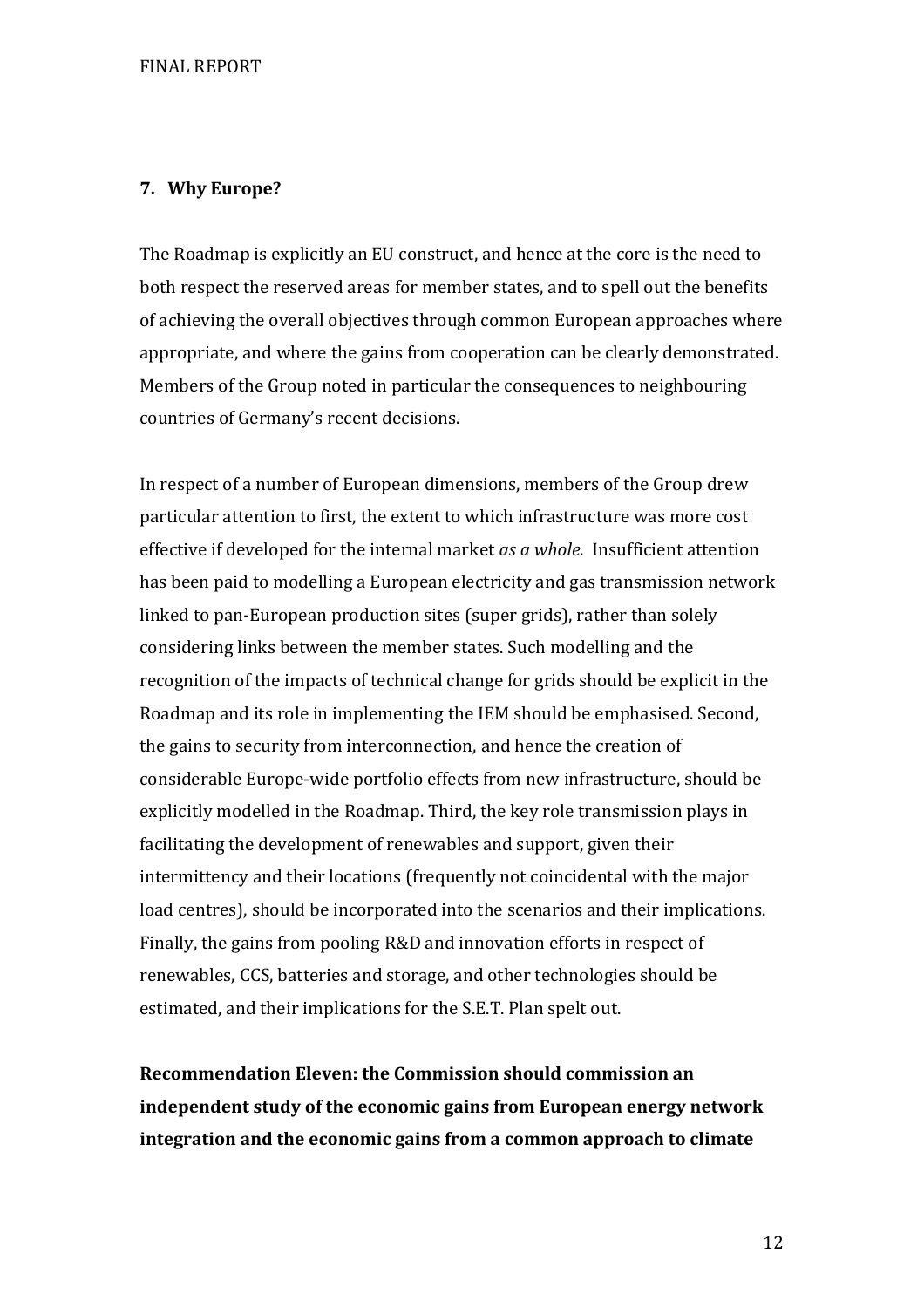## 7. Why Europe?

The Roadmap is explicitly an EU construct, and hence at the core is the need to both respect the reserved areas for member states, and to spell out the benefits of achieving the overall objectives through common European approaches where appropriate, and where the gains from cooperation can be clearly demonstrated. Members of the Group noted in particular the consequences to neighbouring countries of Germany's recent decisions.

In respect of a number of European dimensions, members of the Group drew particular attention to first, the extent to which infrastructure was more cost effective if developed for the internal market *as a whole*. Insufficient attention has been paid to modelling a European electricity and gas transmission network linked to pan-European production sites (super grids), rather than solely considering links between the member states. Such modelling and the recognition of the impacts of technical change for grids should be explicit in the Roadmap and its role in implementing the IEM should be emphasised. Second, the gains to security from interconnection, and hence the creation of considerable Europe-wide portfolio effects from new infrastructure, should be explicitly modelled in the Roadmap. Third, the key role transmission plays in facilitating the development of renewables and support, given their intermittency and their locations (frequently not coincidental with the major load centres), should be incorporated into the scenarios and their implications. Finally, the gains from pooling R&D and innovation efforts in respect of renewables, CCS, batteries and storage, and other technologies should be estimated, and their implications for the S.E.T. Plan spelt out.

**Recommendation Eleven: the Commission should commission an independent study of the economic gains from European energy network integration and the economic gains from a common approach to climate**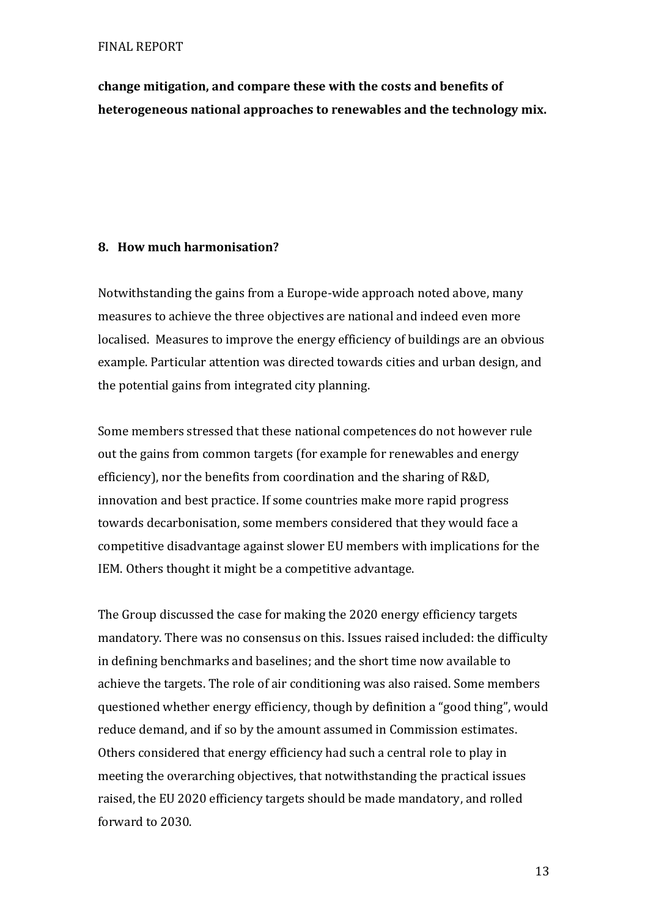**change mitigation, and compare these with the costs and benefits of heterogeneous national approaches to renewables and the technology mix.**

## 8. How much harmonisation?

Notwithstanding the gains from a Europe-wide approach noted above, many measures to achieve the three objectives are national and indeed even more localised. Measures to improve the energy efficiency of buildings are an obvious example. Particular attention was directed towards cities and urban design, and the potential gains from integrated city planning.

Some members stressed that these national competences do not however rule out the gains from common targets (for example for renewables and energy efficiency), nor the benefits from coordination and the sharing of R&D, innovation and best practice. If some countries make more rapid progress towards decarbonisation, some members considered that they would face a competitive disadvantage against slower EU members with implications for the IEM. Others thought it might be a competitive advantage.

The Group discussed the case for making the 2020 energy efficiency targets mandatory. There was no consensus on this. Issues raised included: the difficulty in defining benchmarks and baselines; and the short time now available to achieve the targets. The role of air conditioning was also raised. Some members questioned whether energy efficiency, though by definition a "good thing", would reduce demand, and if so by the amount assumed in Commission estimates. Others considered that energy efficiency had such a central role to play in meeting the overarching objectives, that notwithstanding the practical issues raised, the EU 2020 efficiency targets should be made mandatory, and rolled forward to 2030.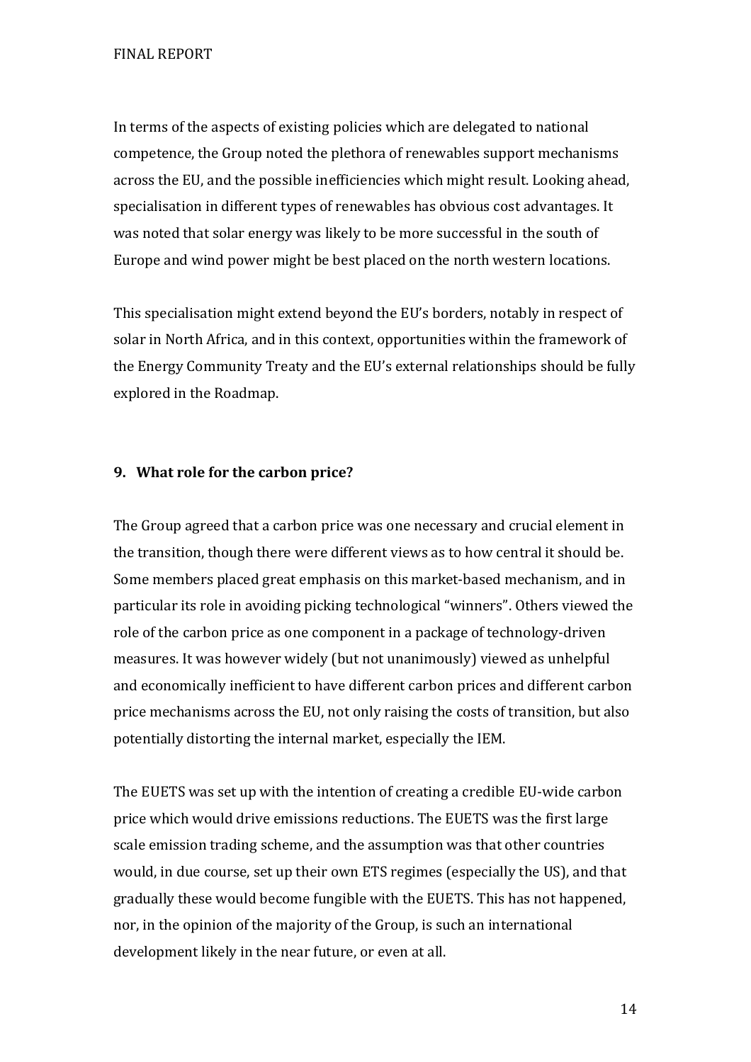In terms of the aspects of existing policies which are delegated to national competence, the Group noted the plethora of renewables support mechanisms across the EU, and the possible inefficiencies which might result. Looking ahead, specialisation in different types of renewables has obvious cost advantages. It was noted that solar energy was likely to be more successful in the south of Europe and wind power might be best placed on the north western locations.

This specialisation might extend beyond the EU's borders, notably in respect of solar in North Africa, and in this context, opportunities within the framework of the Energy Community Treaty and the EU's external relationships should be fully explored in the Roadmap.

## 9. What role for the carbon price?

The Group agreed that a carbon price was one necessary and crucial element in the transition, though there were different views as to how central it should be. Some members placed great emphasis on this market-based mechanism, and in particular its role in avoiding picking technological "winners". Others viewed the role of the carbon price as one component in a package of technology-driven measures. It was however widely (but not unanimously) viewed as unhelpful and economically inefficient to have different carbon prices and different carbon price mechanisms across the EU, not only raising the costs of transition, but also potentially distorting the internal market, especially the IEM.

The EUETS was set up with the intention of creating a credible EU-wide carbon price which would drive emissions reductions. The EUETS was the first large scale emission trading scheme, and the assumption was that other countries would, in due course, set up their own ETS regimes (especially the US), and that gradually these would become fungible with the EUETS. This has not happened, nor, in the opinion of the majority of the Group, is such an international development likely in the near future, or even at all.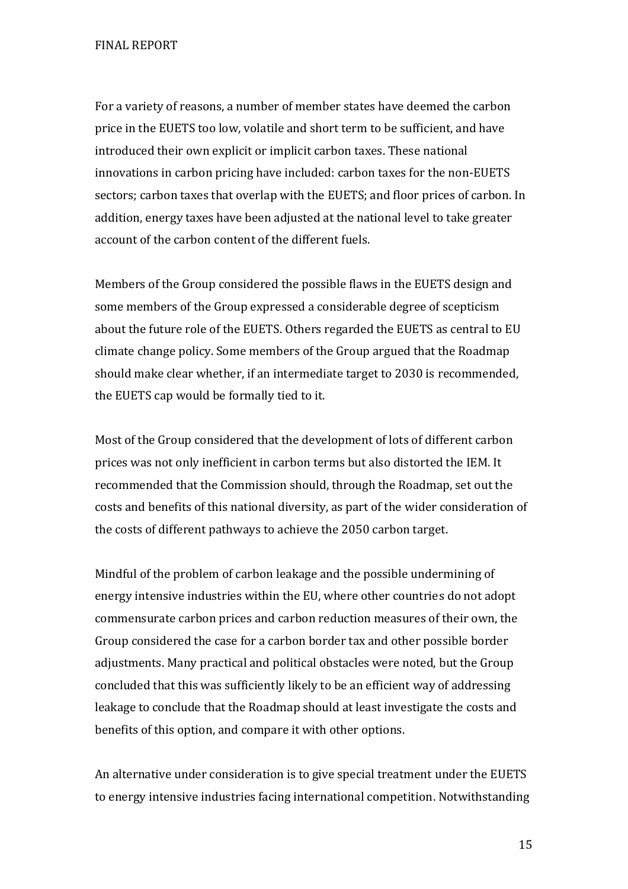For a variety of reasons, a number of member states have deemed the carbon price in the EUETS too low, volatile and short term to be sufficient, and have introduced their own explicit or implicit carbon taxes. These national innovations in carbon pricing have included: carbon taxes for the non-EUETS sectors; carbon taxes that overlap with the EUETS; and floor prices of carbon. In addition, energy taxes have been adjusted at the national level to take greater account of the carbon content of the different fuels.

Members of the Group considered the possible flaws in the EUETS design and some members of the Group expressed a considerable degree of scepticism about the future role of the EUETS. Others regarded the EUETS as central to EU climate change policy. Some members of the Group argued that the Roadmap should make clear whether, if an intermediate target to 2030 is recommended, the EUETS cap would be formally tied to it.

Most of the Group considered that the development of lots of different carbon prices was not only inefficient in carbon terms but also distorted the IEM. It recommended that the Commission should, through the Roadmap, set out the costs and benefits of this national diversity, as part of the wider consideration of the costs of different pathways to achieve the 2050 carbon target.

Mindful of the problem of carbon leakage and the possible undermining of energy intensive industries within the EU, where other countries do not adopt commensurate carbon prices and carbon reduction measures of their own, the Group considered the case for a carbon border tax and other possible border adjustments. Many practical and political obstacles were noted, but the Group concluded that this was sufficiently likely to be an efficient way of addressing leakage to conclude that the Roadmap should at least investigate the costs and benefits of this option, and compare it with other options.

An alternative under consideration is to give special treatment under the EUETS to energy intensive industries facing international competition. Notwithstanding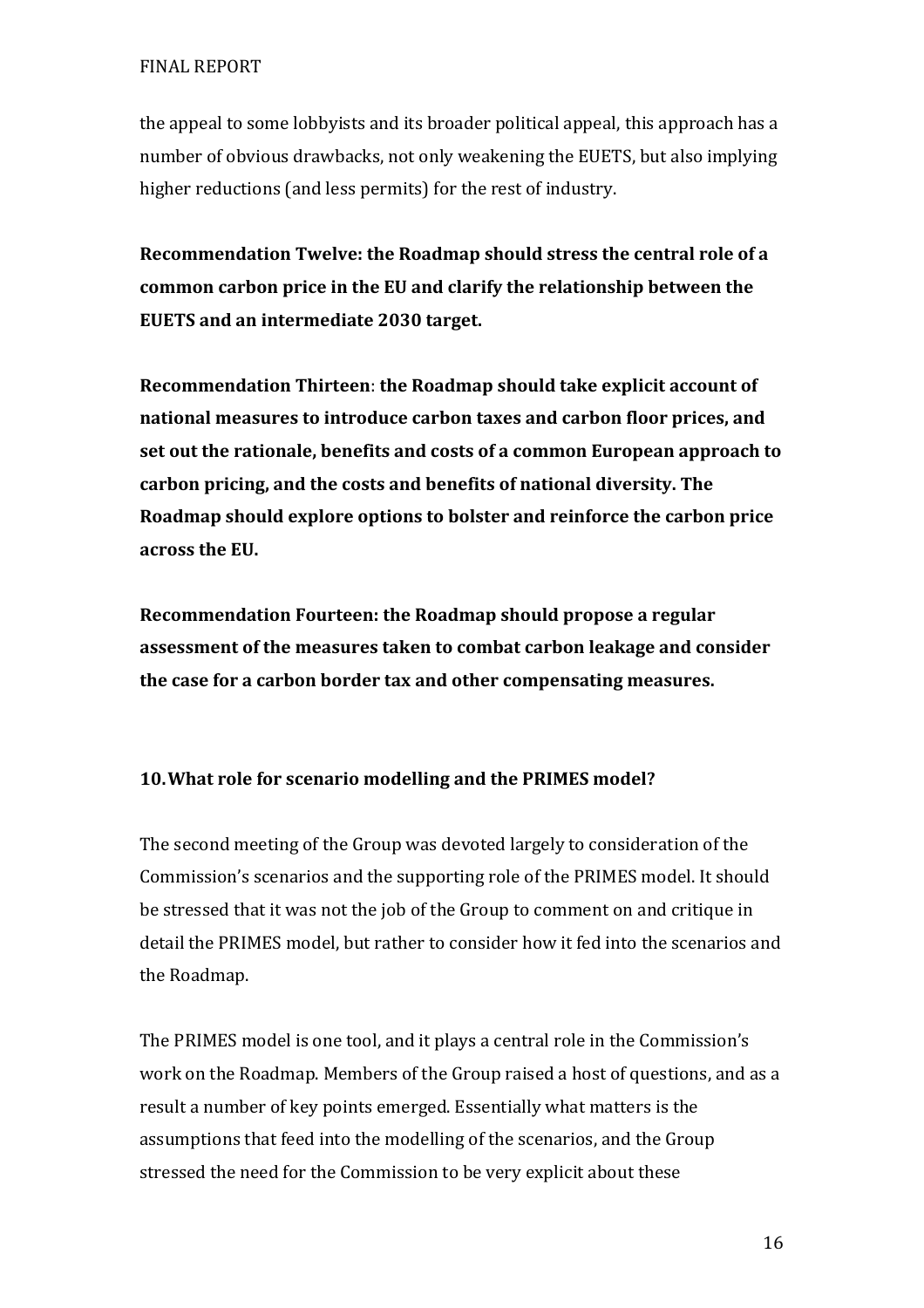the appeal to some lobbyists and its broader political appeal, this approach has a number of obvious drawbacks, not only weakening the EUETS, but also implying higher reductions (and less permits) for the rest of industry.

**Recommendation Twelve: the Roadmap should stress the central role of a common carbon price in the EU and clarify the relationship between the EUETS and an intermediate 2030 target.**

**Recommendation Thirteen**: **the Roadmap should take explicit account of national measures to introduce carbon taxes and carbon floor prices, and set out the rationale, benefits and costs of a common European approach to carbon pricing, and the costs and benefits of national diversity. The Roadmap should explore options to bolster and reinforce the carbon price across the EU.**

**Recommendation Fourteen: the Roadmap should propose a regular assessment of the measures taken to combat carbon leakage and consider the case for a carbon border tax and other compensating measures.**

## 10. What role for scenario modelling and the PRIMES model?

The second meeting of the Group was devoted largely to consideration of the Commission's scenarios and the supporting role of the PRIMES model. It should be stressed that it was not the job of the Group to comment on and critique in detail the PRIMES model, but rather to consider how it fed into the scenarios and the Roadmap.

The PRIMES model is one tool, and it plays a central role in the Commission's work on the Roadmap. Members of the Group raised a host of questions, and as a result a number of key points emerged. Essentially what matters is the assumptions that feed into the modelling of the scenarios, and the Group stressed the need for the Commission to be very explicit about these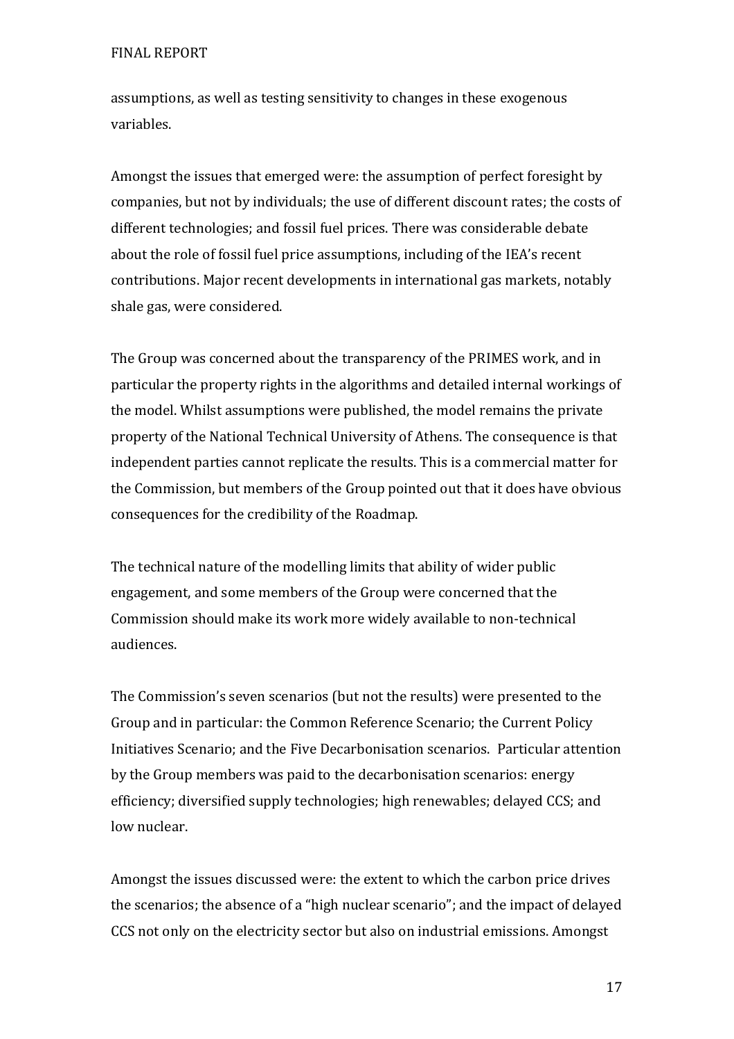assumptions, as well as testing sensitivity to changes in these exogenous variables.

Amongst the issues that emerged were: the assumption of perfect foresight by companies, but not by individuals; the use of different discount rates; the costs of different technologies; and fossil fuel prices. There was considerable debate about the role of fossil fuel price assumptions, including of the IEA's recent contributions. Major recent developments in international gas markets, notably shale gas, were considered.

The Group was concerned about the transparency of the PRIMES work, and in particular the property rights in the algorithms and detailed internal workings of the model. Whilst assumptions were published, the model remains the private property of the National Technical University of Athens. The consequence is that independent parties cannot replicate the results. This is a commercial matter for the Commission, but members of the Group pointed out that it does have obvious consequences for the credibility of the Roadmap.

The technical nature of the modelling limits that ability of wider public engagement, and some members of the Group were concerned that the Commission should make its work more widely available to non-technical audiences.

The Commission's seven scenarios (but not the results) were presented to the Group and in particular: the Common Reference Scenario; the Current Policy Initiatives Scenario; and the Five Decarbonisation scenarios. Particular attention by the Group members was paid to the decarbonisation scenarios: energy efficiency; diversified supply technologies; high renewables; delayed CCS; and low nuclear.

Amongst the issues discussed were: the extent to which the carbon price drives the scenarios; the absence of a "high nuclear scenario"; and the impact of delayed CCS not only on the electricity sector but also on industrial emissions. Amongst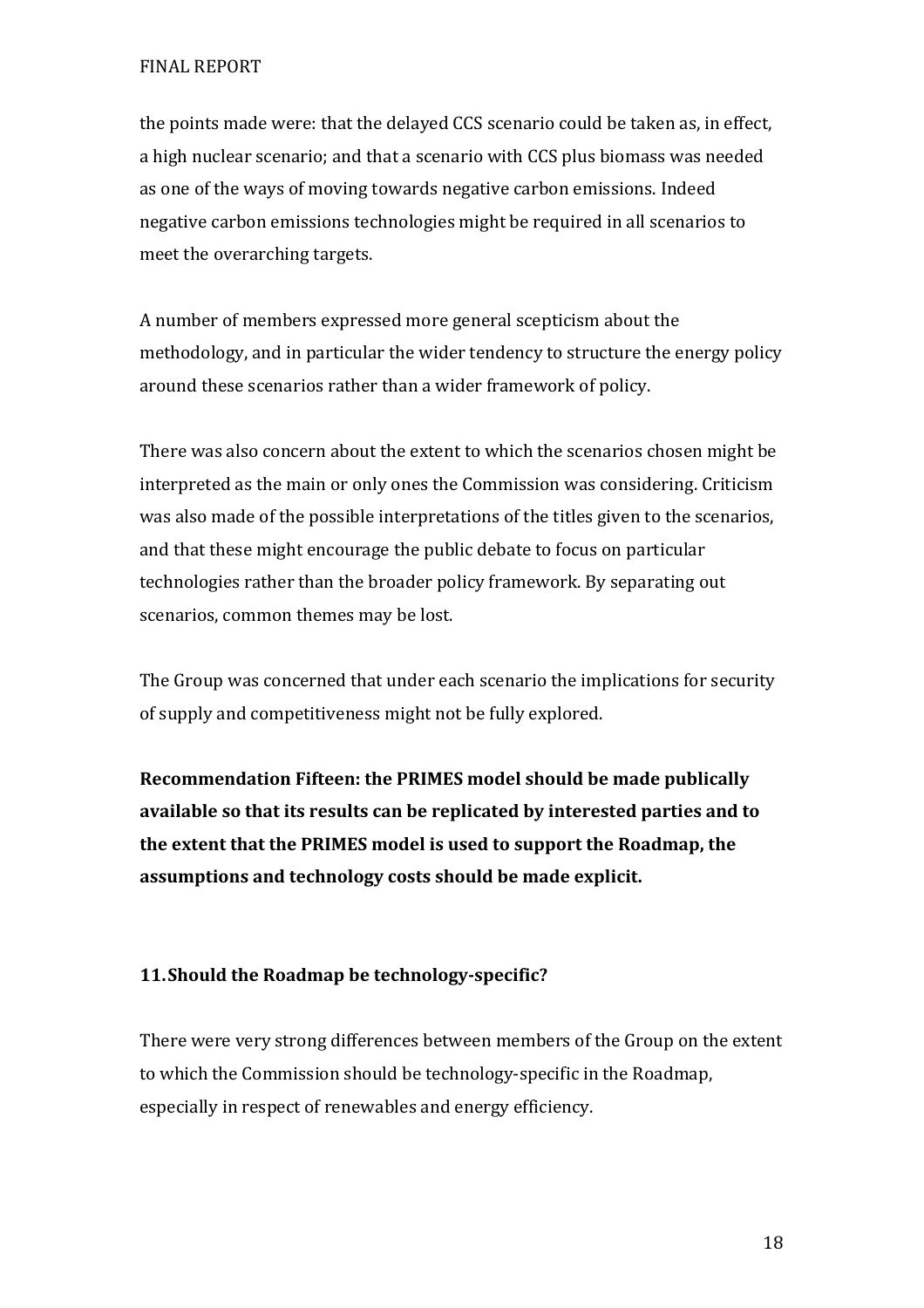the points made were: that the delayed CCS scenario could be taken as, in effect, a high nuclear scenario; and that a scenario with CCS plus biomass was needed as one of the ways of moving towards negative carbon emissions. Indeed negative carbon emissions technologies might be required in all scenarios to meet the overarching targets.

A number of members expressed more general scepticism about the methodology, and in particular the wider tendency to structure the energy policy around these scenarios rather than a wider framework of policy.

There was also concern about the extent to which the scenarios chosen might be interpreted as the main or only ones the Commission was considering. Criticism was also made of the possible interpretations of the titles given to the scenarios, and that these might encourage the public debate to focus on particular technologies rather than the broader policy framework. By separating out scenarios, common themes may be lost.

The Group was concerned that under each scenario the implications for security of supply and competitiveness might not be fully explored.

**Recommendation Fifteen: the PRIMES model should be made publically available so that its results can be replicated by interested parties and to the extent that the PRIMES model is used to support the Roadmap, the assumptions and technology costs should be made explicit.**

## 11. Should the Roadmap be technology-specific?

There were very strong differences between members of the Group on the extent to which the Commission should be technology-specific in the Roadmap, especially in respect of renewables and energy efficiency.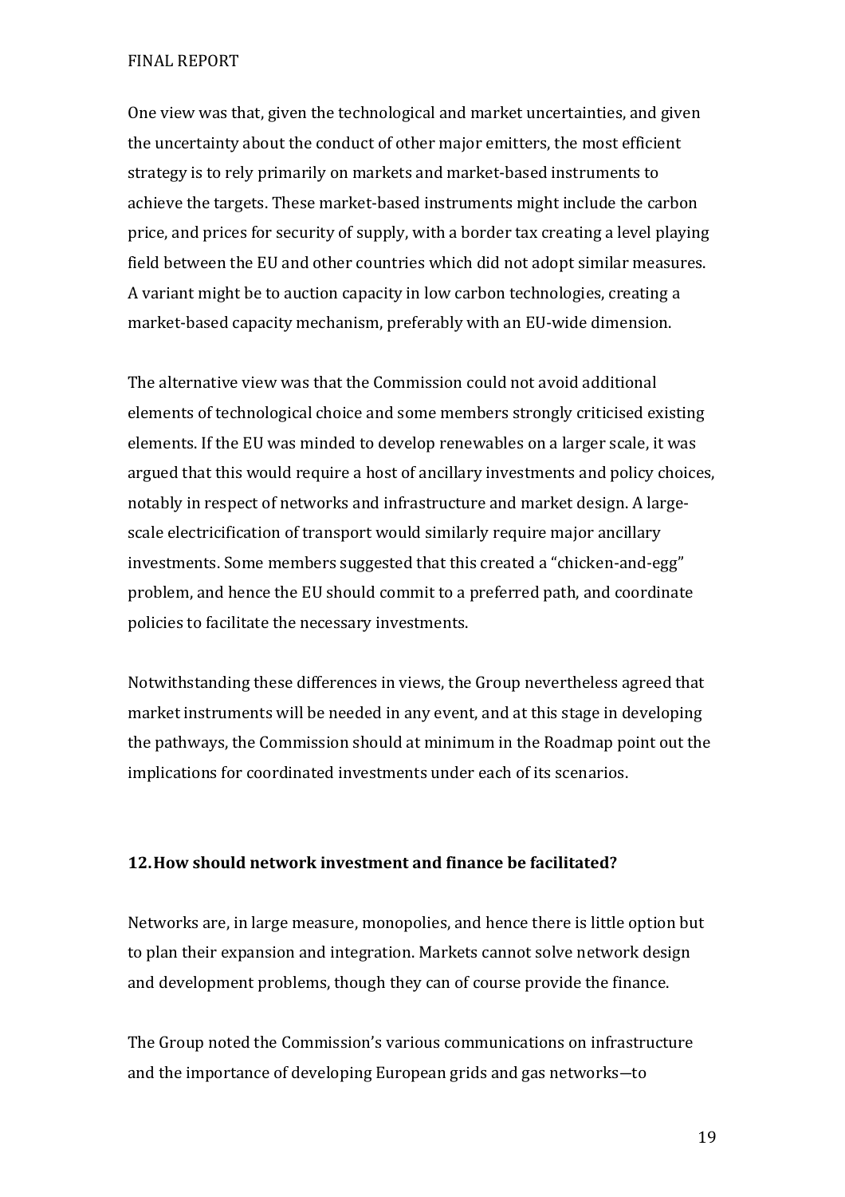One view was that, given the technological and market uncertainties, and given the uncertainty about the conduct of other major emitters, the most efficient strategy is to rely primarily on markets and market-based instruments to achieve the targets. These market-based instruments might include the carbon price, and prices for security of supply, with a border tax creating a level playing field between the EU and other countries which did not adopt similar measures. A variant might be to auction capacity in low carbon technologies, creating a market-based capacity mechanism, preferably with an EU-wide dimension.

The alternative view was that the Commission could not avoid additional elements of technological choice and some members strongly criticised existing elements. If the EU was minded to develop renewables on a larger scale, it was argued that this would require a host of ancillary investments and policy choices, notably in respect of networks and infrastructure and market design. A large-scale electricification of transport would similarly require major ancillary investments. Some members suggested that this created a "chicken-and-egg" problem, and hence the EU should commit to a preferred path, and coordinate policies to facilitate the necessary investments.

Notwithstanding these differences in views, the Group nevertheless agreed that market instruments will be needed in any event, and at this stage in developing the pathways, the Commission should at minimum in the Roadmap point out the implications for coordinated investments under each of its scenarios.

## 12. How should network investment and finance be facilitated?

Networks are, in large measure, monopolies, and hence there is little option but to plan their expansion and integration. Markets cannot solve network design and development problems, though they can of course provide the finance.

The Group noted the Commission's various communications on infrastructure and the importance of developing European grids and gas networks—to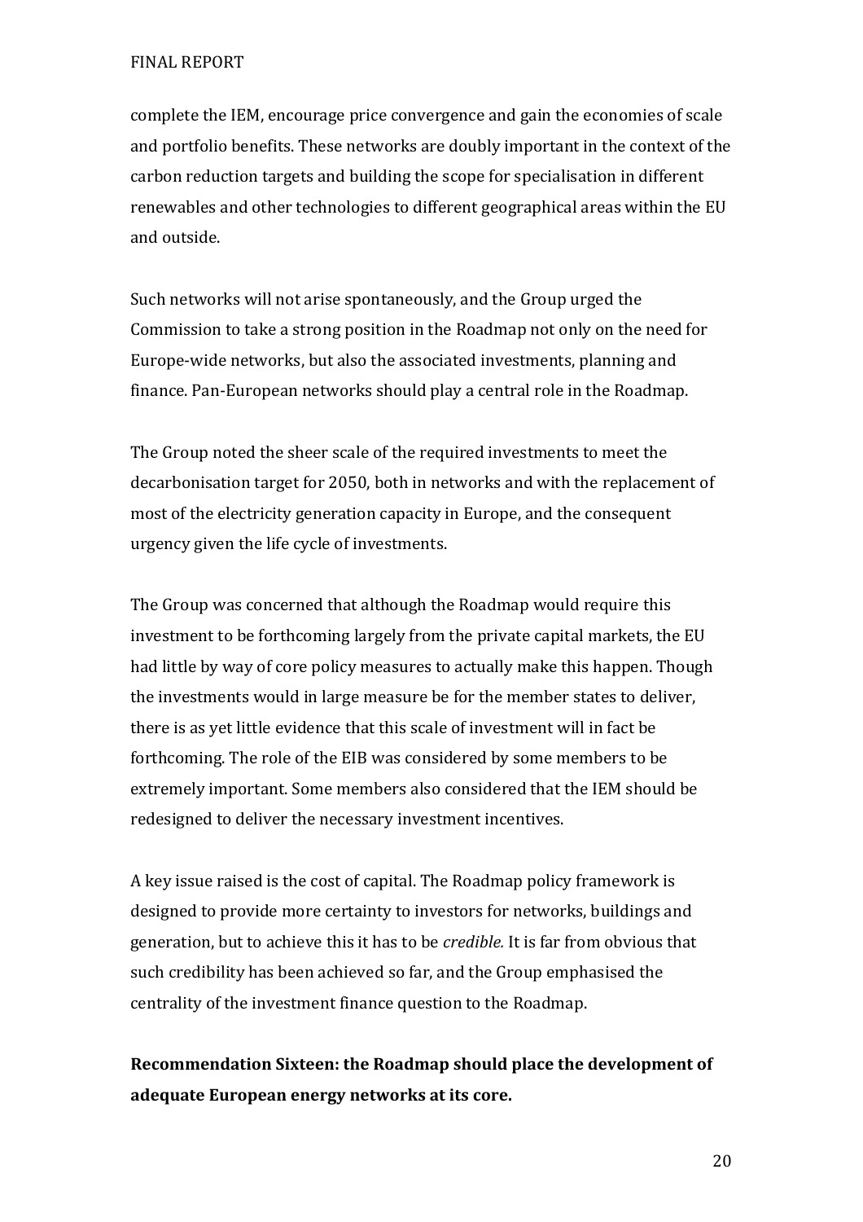complete the IEM, encourage price convergence and gain the economies of scale and portfolio benefits. These networks are doubly important in the context of the carbon reduction targets and building the scope for specialisation in different renewables and other technologies to different geographical areas within the EU and outside.

Such networks will not arise spontaneously, and the Group urged the Commission to take a strong position in the Roadmap not only on the need for Europe-wide networks, but also the associated investments, planning and finance. Pan-European networks should play a central role in the Roadmap.

The Group noted the sheer scale of the required investments to meet the decarbonisation target for 2050, both in networks and with the replacement of most of the electricity generation capacity in Europe, and the consequent urgency given the life cycle of investments.

The Group was concerned that although the Roadmap would require this investment to be forthcoming largely from the private capital markets, the EU had little by way of core policy measures to actually make this happen. Though the investments would in large measure be for the member states to deliver, there is as yet little evidence that this scale of investment will in fact be forthcoming. The role of the EIB was considered by some members to be extremely important. Some members also considered that the IEM should be redesigned to deliver the necessary investment incentives.

A key issue raised is the cost of capital. The Roadmap policy framework is designed to provide more certainty to investors for networks, buildings and generation, but to achieve this it has to be *credible.* It is far from obvious that such credibility has been achieved so far, and the Group emphasised the centrality of the investment finance question to the Roadmap.

**Recommendation Sixteen: the Roadmap should place the development of adequate European energy networks at its core.**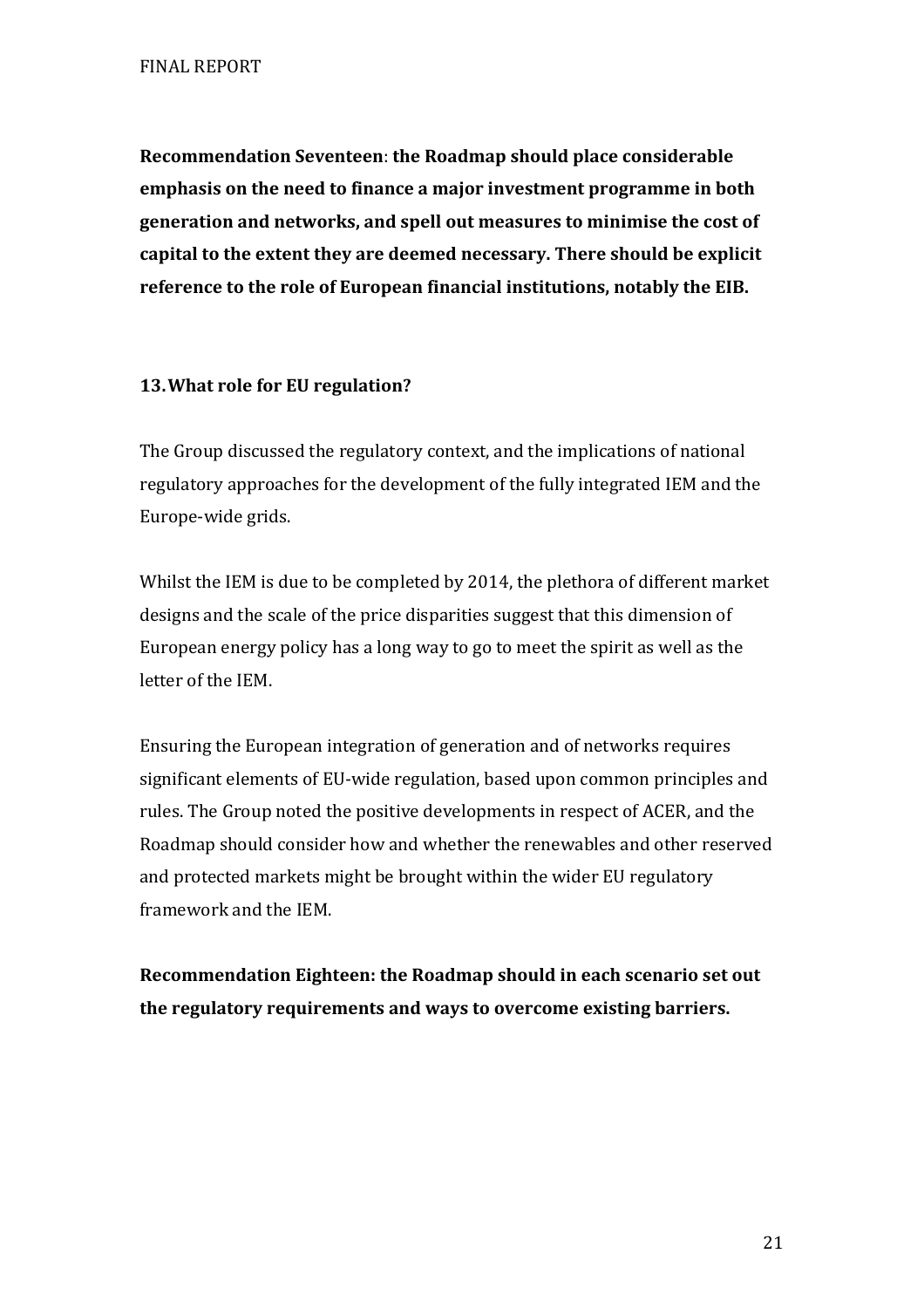**Recommendation Seventeen**: **the Roadmap should place considerable emphasis on the need to finance a major investment programme in both generation and networks, and spell out measures to minimise the cost of capital to the extent they are deemed necessary. There should be explicit reference to the role of European financial institutions, notably the EIB.**

## 13. What role for EU regulation?

The Group discussed the regulatory context, and the implications of national regulatory approaches for the development of the fully integrated IEM and the Europe-wide grids.

Whilst the IEM is due to be completed by 2014, the plethora of different market designs and the scale of the price disparities suggest that this dimension of European energy policy has a long way to go to meet the spirit as well as the letter of the IEM.

Ensuring the European integration of generation and of networks requires significant elements of EU-wide regulation, based upon common principles and rules. The Group noted the positive developments in respect of ACER, and the Roadmap should consider how and whether the renewables and other reserved and protected markets might be brought within the wider EU regulatory framework and the IEM.

**Recommendation Eighteen: the Roadmap should in each scenario set out the regulatory requirements and ways to overcome existing barriers.**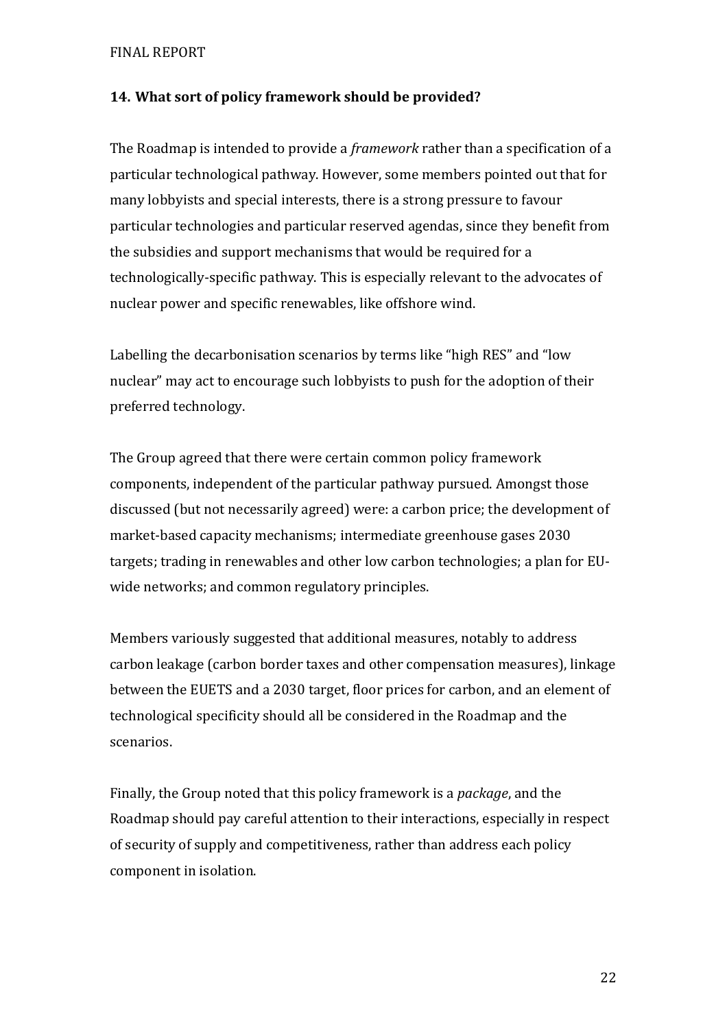## 14. What sort of policy framework should be provided?

The Roadmap is intended to provide a *framework* rather than a specification of a particular technological pathway. However, some members pointed out that for many lobbyists and special interests, there is a strong pressure to favour particular technologies and particular reserved agendas, since they benefit from the subsidies and support mechanisms that would be required for a technologically-specific pathway. This is especially relevant to the advocates of nuclear power and specific renewables, like offshore wind.

Labelling the decarbonisation scenarios by terms like "high RES" and "low nuclear" may act to encourage such lobbyists to push for the adoption of their preferred technology.

The Group agreed that there were certain common policy framework components, independent of the particular pathway pursued. Amongst those discussed (but not necessarily agreed) were: a carbon price; the development of market-based capacity mechanisms; intermediate greenhouse gases 2030 targets; trading in renewables and other low carbon technologies; a plan for EU-wide networks; and common regulatory principles.

Members variously suggested that additional measures, notably to address carbon leakage (carbon border taxes and other compensation measures), linkage between the EUETS and a 2030 target, floor prices for carbon, and an element of technological specificity should all be considered in the Roadmap and the scenarios.

Finally, the Group noted that this policy framework is a *package*, and the Roadmap should pay careful attention to their interactions, especially in respect of security of supply and competitiveness, rather than address each policy component in isolation.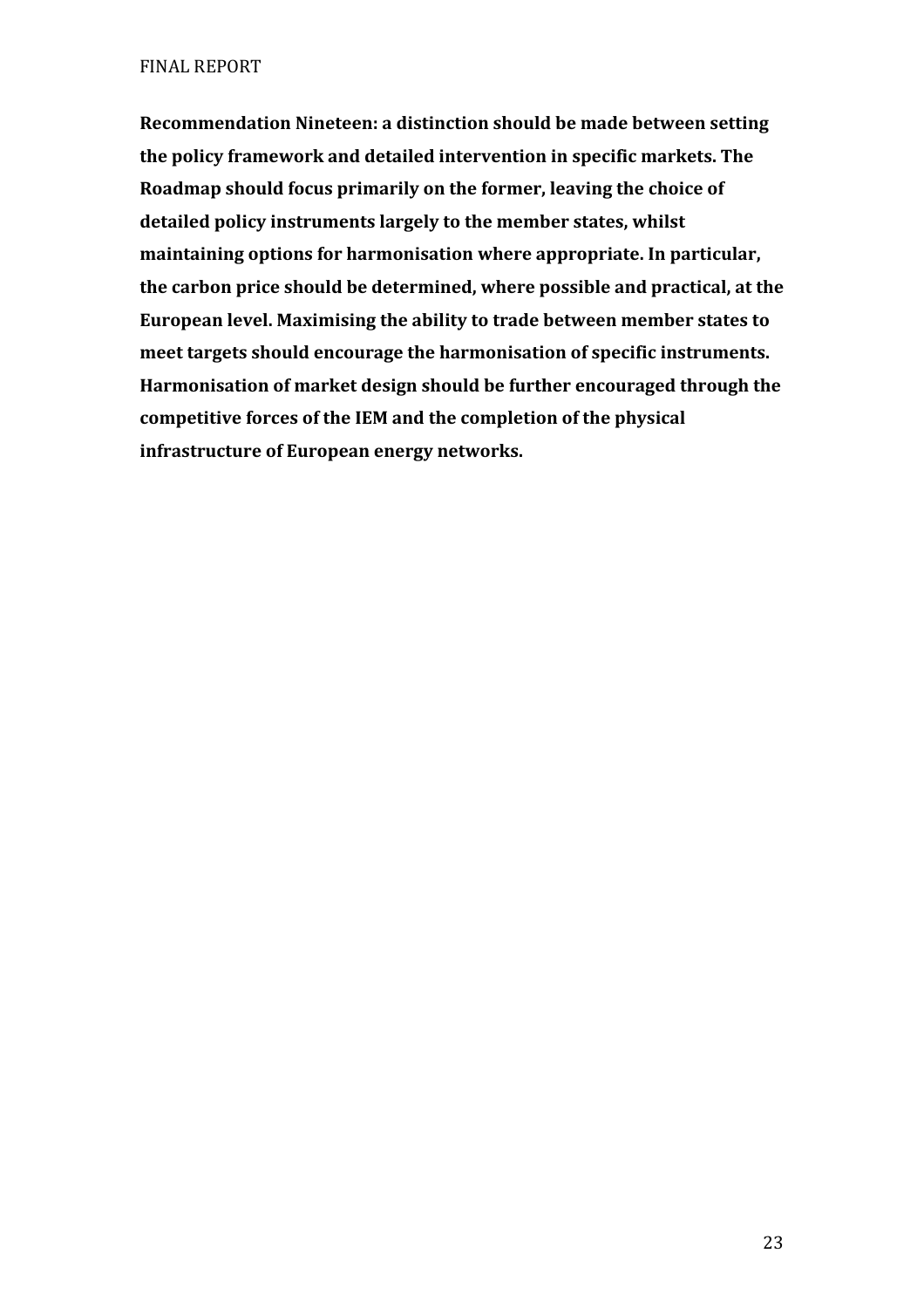**Recommendation Nineteen: a distinction should be made between setting the policy framework and detailed intervention in specific markets. The Roadmap should focus primarily on the former, leaving the choice of detailed policy instruments largely to the member states, whilst maintaining options for harmonisation where appropriate. In particular, the carbon price should be determined, where possible and practical, at the European level. Maximising the ability to trade between member states to meet targets should encourage the harmonisation of specific instruments. Harmonisation of market design should be further encouraged through the competitive forces of the IEM and the completion of the physical infrastructure of European energy networks.**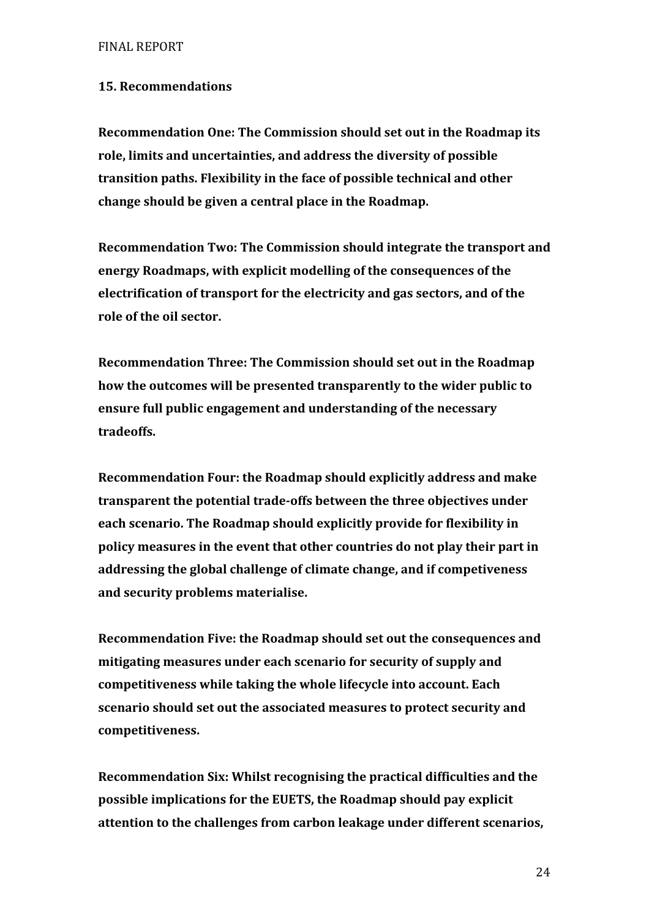## 15. Recommendations

**Recommendation One: The Commission should set out in the Roadmap its role, limits and uncertainties, and address the diversity of possible transition paths. Flexibility in the face of possible technical and other change should be given a central place in the Roadmap.**

**Recommendation Two: The Commission should integrate the transport and energy Roadmaps, with explicit modelling of the consequences of the electrification of transport for the electricity and gas sectors, and of the role of the oil sector.**

**Recommendation Three: The Commission should set out in the Roadmap how the outcomes will be presented transparently to the wider public to ensure full public engagement and understanding of the necessary tradeoffs.**

**Recommendation Four: the Roadmap should explicitly address and make transparent the potential trade-offs between the three objectives under each scenario. The Roadmap should explicitly provide for flexibility in policy measures in the event that other countries do not play their part in addressing the global challenge of climate change, and if competiveness and security problems materialise.**

**Recommendation Five: the Roadmap should set out the consequences and mitigating measures under each scenario for security of supply and competitiveness while taking the whole lifecycle into account. Each scenario should set out the associated measures to protect security and competitiveness.**

**Recommendation Six: Whilst recognising the practical difficulties and the possible implications for the EUETS, the Roadmap should pay explicit attention to the challenges from carbon leakage under different scenarios,**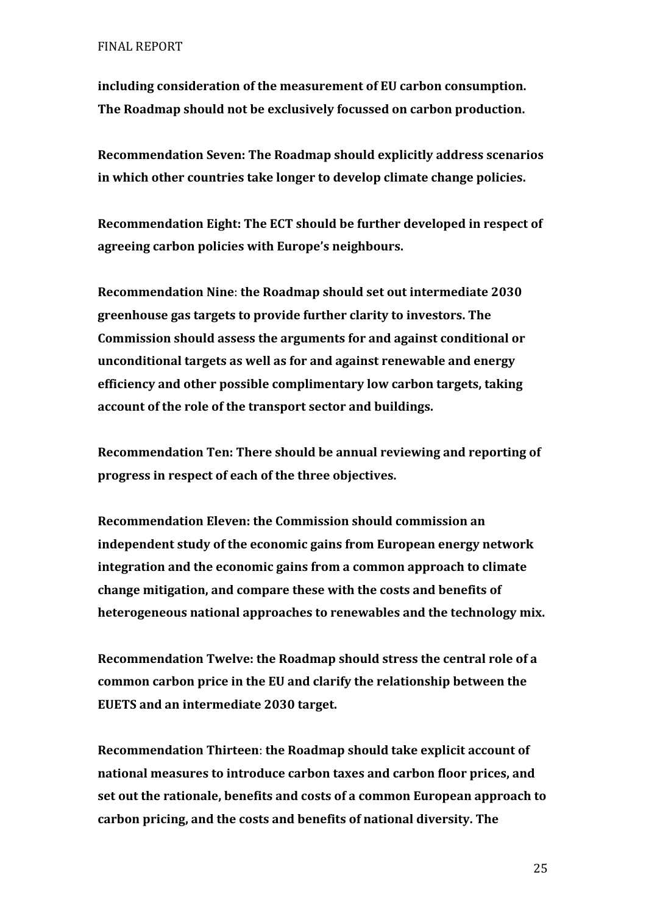**including consideration of the measurement of EU carbon consumption. The Roadmap should not be exclusively focussed on carbon production.**

**Recommendation Seven: The Roadmap should explicitly address scenarios in which other countries take longer to develop climate change policies.**

**Recommendation Eight: The ECT should be further developed in respect of agreeing carbon policies with Europe's neighbours.**

**Recommendation Nine**: **the Roadmap should set out intermediate 2030 greenhouse gas targets to provide further clarity to investors. The Commission should assess the arguments for and against conditional or unconditional targets as well as for and against renewable and energy efficiency and other possible complimentary low carbon targets, taking account of the role of the transport sector and buildings.**

**Recommendation Ten: There should be annual reviewing and reporting of progress in respect of each of the three objectives.**

**Recommendation Eleven: the Commission should commission an independent study of the economic gains from European energy network integration and the economic gains from a common approach to climate change mitigation, and compare these with the costs and benefits of heterogeneous national approaches to renewables and the technology mix.**

**Recommendation Twelve: the Roadmap should stress the central role of a common carbon price in the EU and clarify the relationship between the EUETS and an intermediate 2030 target.**

**Recommendation Thirteen**: **the Roadmap should take explicit account of national measures to introduce carbon taxes and carbon floor prices, and set out the rationale, benefits and costs of a common European approach to carbon pricing, and the costs and benefits of national diversity. The**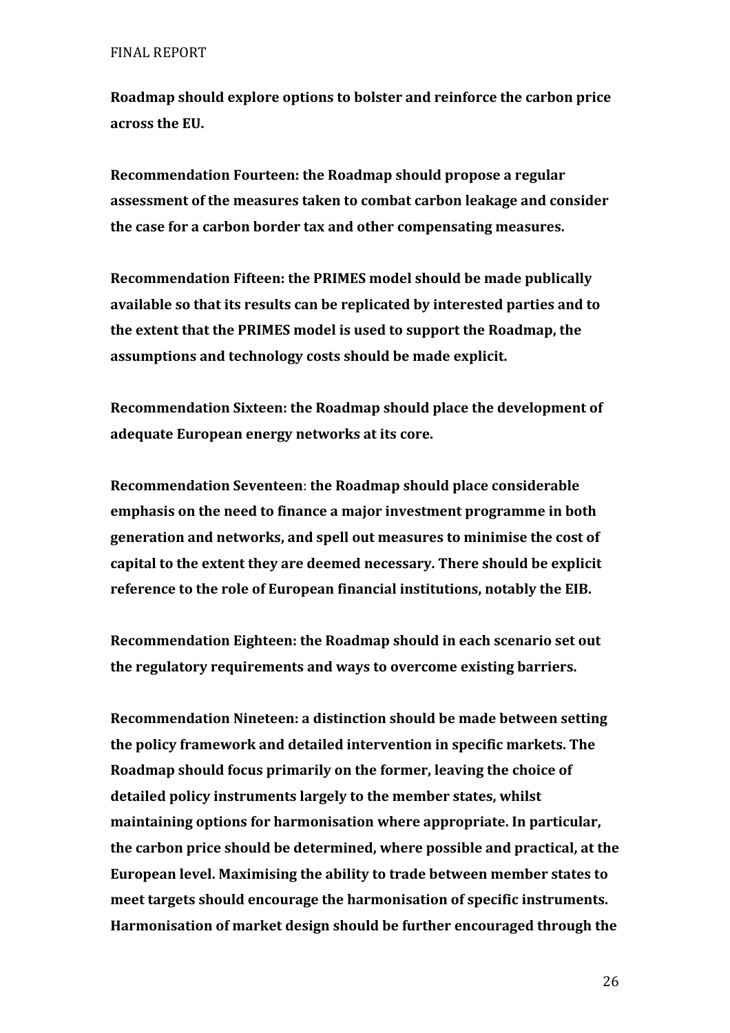**Roadmap should explore options to bolster and reinforce the carbon price across the EU.**

**Recommendation Fourteen: the Roadmap should propose a regular assessment of the measures taken to combat carbon leakage and consider the case for a carbon border tax and other compensating measures.**

**Recommendation Fifteen: the PRIMES model should be made publically available so that its results can be replicated by interested parties and to the extent that the PRIMES model is used to support the Roadmap, the assumptions and technology costs should be made explicit.**

**Recommendation Sixteen: the Roadmap should place the development of adequate European energy networks at its core.**

**Recommendation Seventeen: the Roadmap should place considerable emphasis on the need to finance a major investment programme in both generation and networks, and spell out measures to minimise the cost of capital to the extent they are deemed necessary. There should be explicit reference to the role of European financial institutions, notably the EIB.**

**Recommendation Eighteen: the Roadmap should in each scenario set out the regulatory requirements and ways to overcome existing barriers.**

**Recommendation Nineteen: a distinction should be made between setting the policy framework and detailed intervention in specific markets. The Roadmap should focus primarily on the former, leaving the choice of detailed policy instruments largely to the member states, whilst maintaining options for harmonisation where appropriate. In particular, the carbon price should be determined, where possible and practical, at the European level. Maximising the ability to trade between member states to meet targets should encourage the harmonisation of specific instruments. Harmonisation of market design should be further encouraged through the**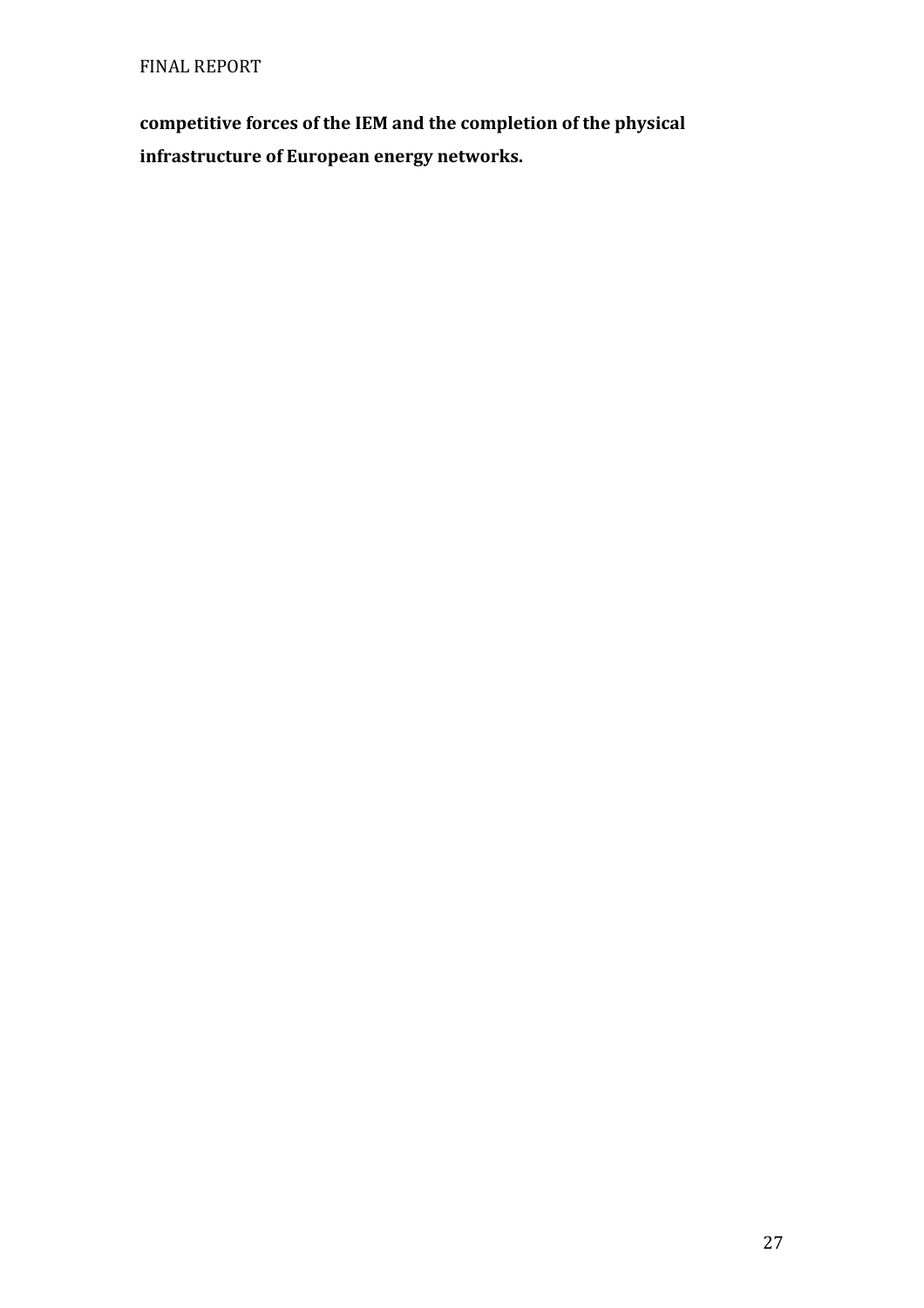**competitive forces of the IEM and the completion of the physical infrastructure of European energy networks.**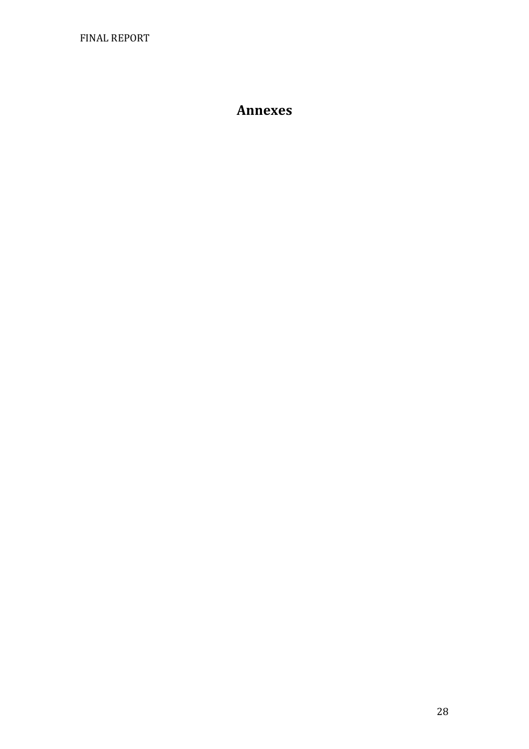# Annexes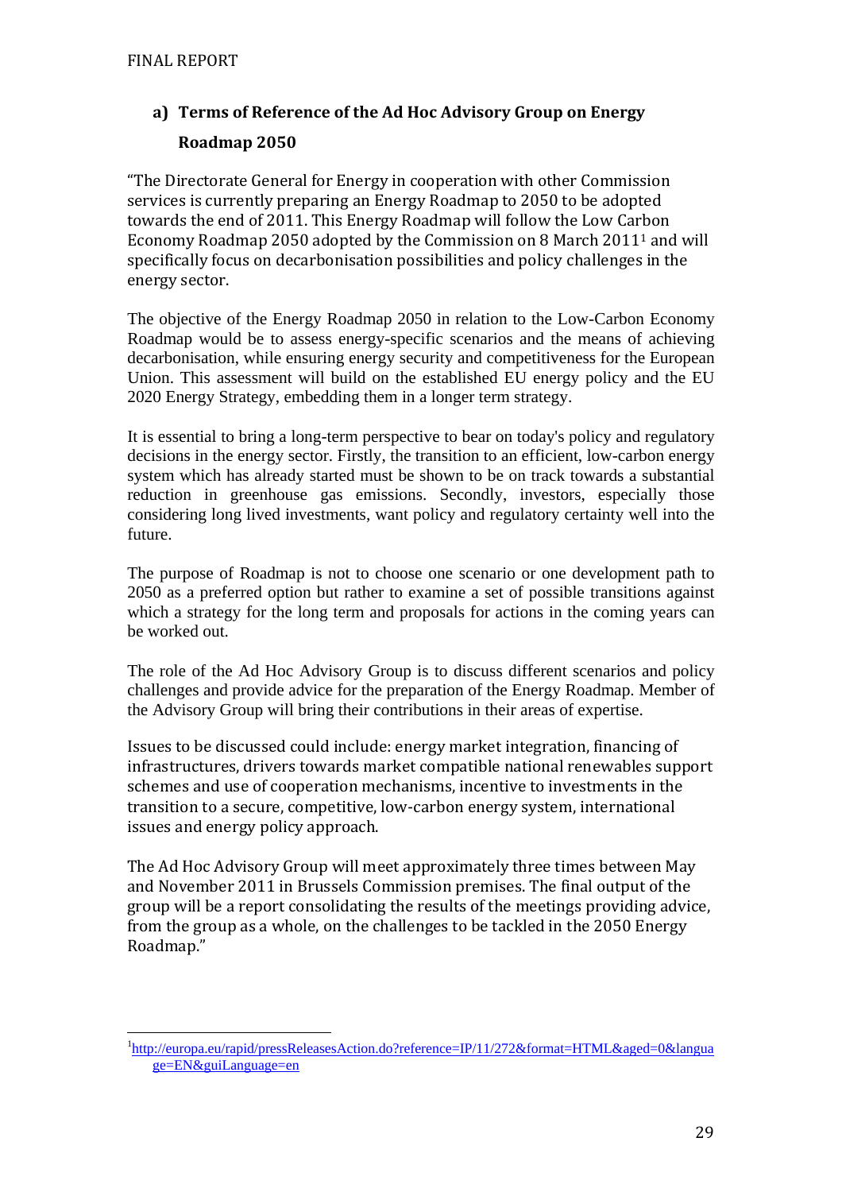## a) Terms of Reference of the Ad Hoc Advisory Group on Energy Roadmap 2050

"The Directorate General for Energy in cooperation with other Commission services is currently preparing an Energy Roadmap to 2050 to be adopted towards the end of 2011. This Energy Roadmap will follow the Low Carbon Economy Roadmap 2050 adopted by the Commission on 8 March 2011[1] and will specifically focus on decarbonisation possibilities and policy challenges in the energy sector.

The objective of the Energy Roadmap 2050 in relation to the Low-Carbon Economy Roadmap would be to assess energy-specific scenarios and the means of achieving decarbonisation, while ensuring energy security and competitiveness for the European Union. This assessment will build on the established EU energy policy and the EU 2020 Energy Strategy, embedding them in a longer term strategy.

It is essential to bring a long-term perspective to bear on today's policy and regulatory decisions in the energy sector. Firstly, the transition to an efficient, low-carbon energy system which has already started must be shown to be on track towards a substantial reduction in greenhouse gas emissions. Secondly, investors, especially those considering long lived investments, want policy and regulatory certainty well into the future.

The purpose of Roadmap is not to choose one scenario or one development path to 2050 as a preferred option but rather to examine a set of possible transitions against which a strategy for the long term and proposals for actions in the coming years can be worked out.

The role of the Ad Hoc Advisory Group is to discuss different scenarios and policy challenges and provide advice for the preparation of the Energy Roadmap. Member of the Advisory Group will bring their contributions in their areas of expertise.

Issues to be discussed could include: energy market integration, financing of infrastructures, drivers towards market compatible national renewables support schemes and use of cooperation mechanisms, incentive to investments in the transition to a secure, competitive, low-carbon energy system, international issues and energy policy approach.

The Ad Hoc Advisory Group will meet approximately three times between May and November 2011 in Brussels Commission premises. The final output of the group will be a report consolidating the results of the meetings providing advice, from the group as a whole, on the challenges to be tackled in the 2050 Energy Roadmap."

---

[1] http://europa.eu/rapid/pressReleasesAction.do?reference=IP/11/272&format=HTML&aged=0&language=EN&guiLanguage=en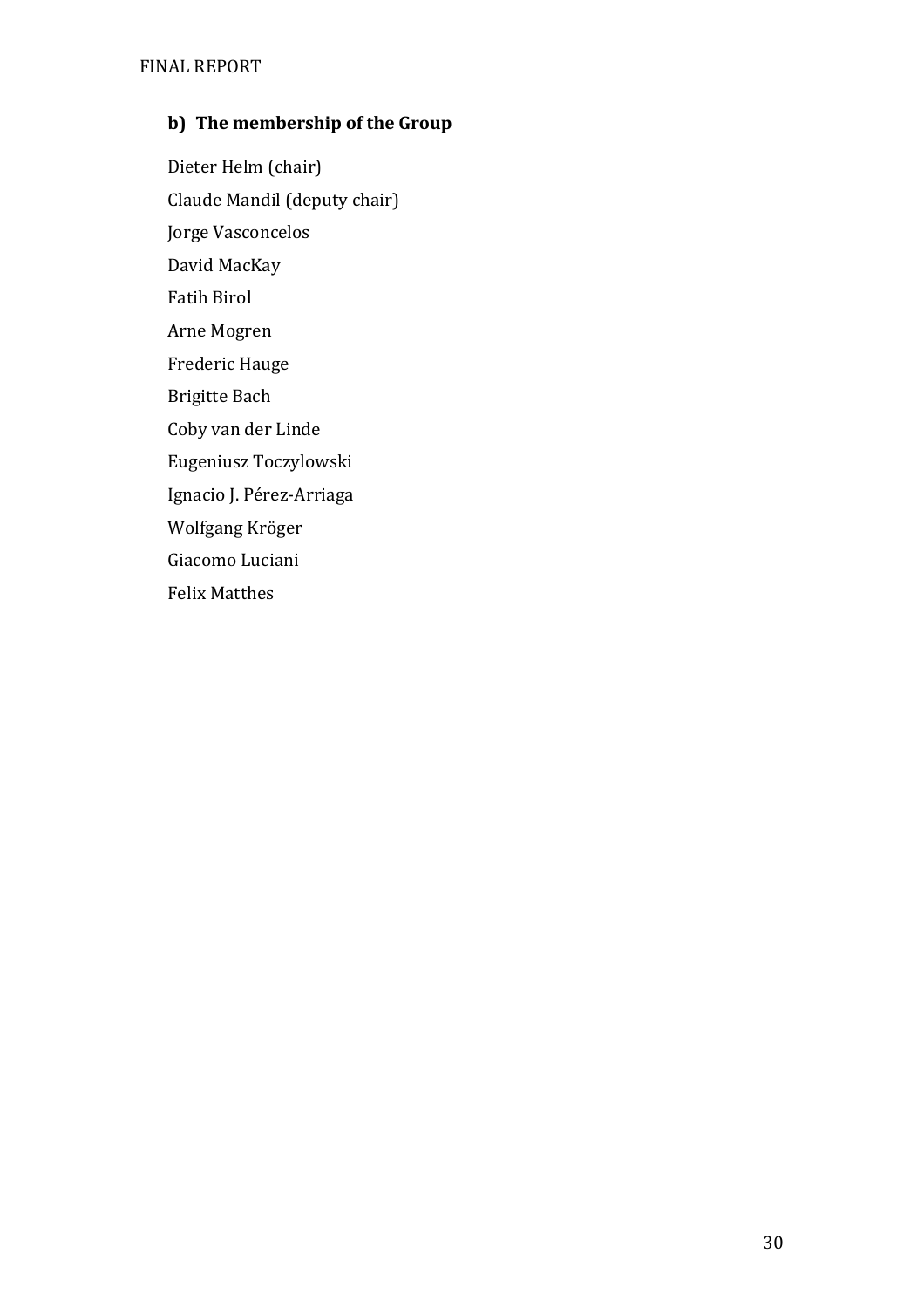## b) The membership of the Group

Dieter Helm (chair)

Claude Mandil (deputy chair)

Jorge Vasconcelos

David MacKay

Fatih Birol

Arne Mogren

Frederic Hauge

Brigitte Bach

Coby van der Linde

Eugeniusz Toczylowski

Ignacio J. Pérez-Arriaga

Wolfgang Kröger

Giacomo Luciani

Felix Matthes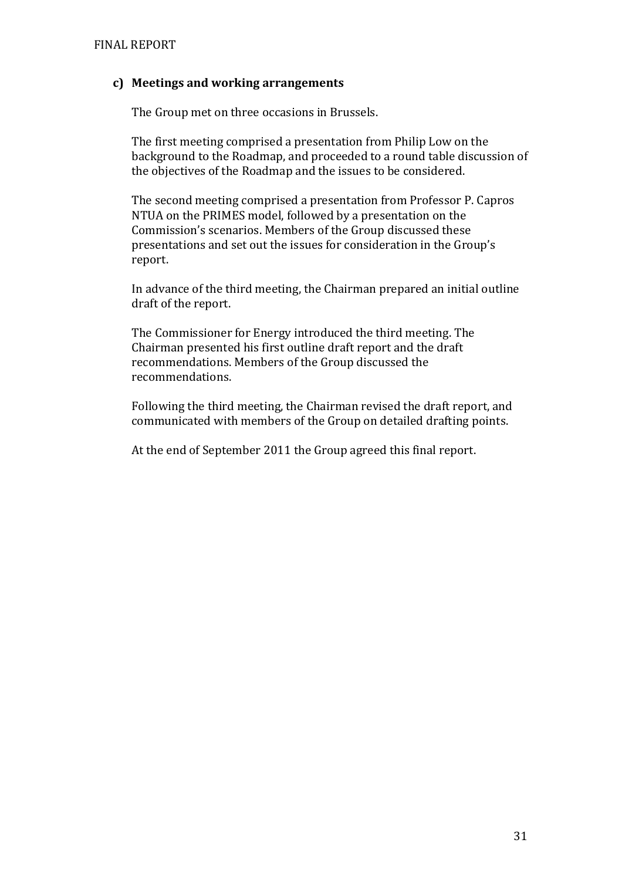### c) Meetings and working arrangements

The Group met on three occasions in Brussels.

The first meeting comprised a presentation from Philip Low on the background to the Roadmap, and proceeded to a round table discussion of the objectives of the Roadmap and the issues to be considered.

The second meeting comprised a presentation from Professor P. Capros NTUA on the PRIMES model, followed by a presentation on the Commission's scenarios. Members of the Group discussed these presentations and set out the issues for consideration in the Group's report.

In advance of the third meeting, the Chairman prepared an initial outline draft of the report.

The Commissioner for Energy introduced the third meeting. The Chairman presented his first outline draft report and the draft recommendations. Members of the Group discussed the recommendations.

Following the third meeting, the Chairman revised the draft report, and communicated with members of the Group on detailed drafting points.

At the end of September 2011 the Group agreed this final report.